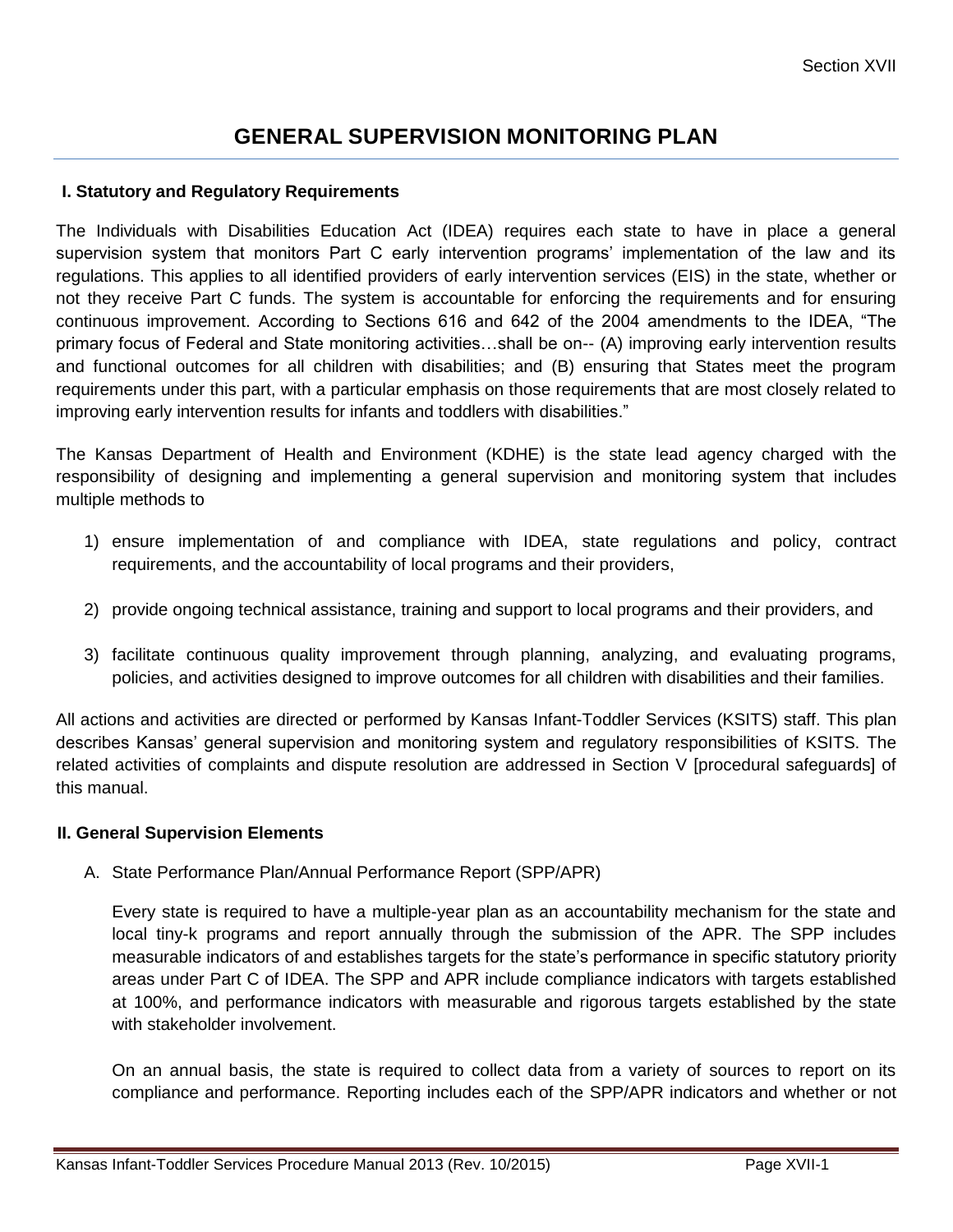# GENERAL SUPERVISION MONITORING PLAN

## I. Statutory and Regulatory Requirements

The Individuals with Disabilities Education Act (IDEA) requires each state to have in place a general supervision system that monitors Part C early intervention programs' implementation of the law and its regulations. This applies to all identified providers of early intervention services (EIS) in the state, whether or not they receive Part C funds. The system is accountable for enforcing the requirements and for ensuring continuous improvement. According to Sections 616 and 642 of the 2004 amendments to the IDEA, "The primary focus of Federal and State monitoring activities…shall be on-- (A) improving early intervention results and functional outcomes for all children with disabilities; and (B) ensuring that States meet the program requirements under this part, with a particular emphasis on those requirements that are most closely related to improving early intervention results for infants and toddlers with disabilities."

The Kansas Department of Health and Environment (KDHE) is the state lead agency charged with the responsibility of designing and implementing a general supervision and monitoring system that includes multiple methods to

1) ensure implementation of and compliance with IDEA, state regulations and policy, contract requirements, and the accountability of local programs and their providers,

2) provide ongoing technical assistance, training and support to local programs and their providers, and

3) facilitate continuous quality improvement through planning, analyzing, and evaluating programs, policies, and activities designed to improve outcomes for all children with disabilities and their families.

All actions and activities are directed or performed by Kansas Infant-Toddler Services (KSITS) staff. This plan describes Kansas' general supervision and monitoring system and regulatory responsibilities of KSITS. The related activities of complaints and dispute resolution are addressed in Section V [procedural safeguards] of this manual.

## II. General Supervision Elements

A. State Performance Plan/Annual Performance Report (SPP/APR)

Every state is required to have a multiple-year plan as an accountability mechanism for the state and local tiny-k programs and report annually through the submission of the APR. The SPP includes measurable indicators of and establishes targets for the state's performance in specific statutory priority areas under Part C of IDEA. The SPP and APR include compliance indicators with targets established at 100%, and performance indicators with measurable and rigorous targets established by the state with stakeholder involvement.

On an annual basis, the state is required to collect data from a variety of sources to report on its compliance and performance. Reporting includes each of the SPP/APR indicators and whether or not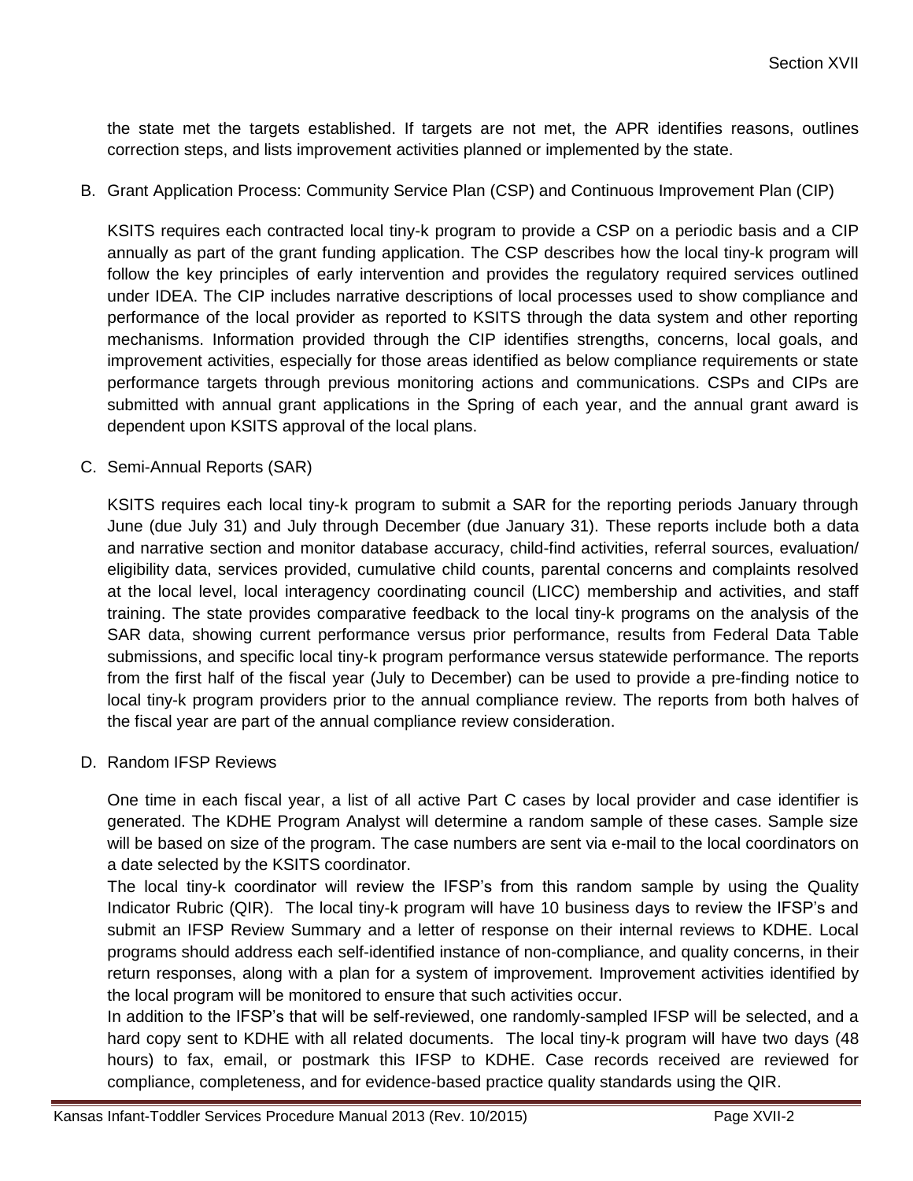the state met the targets established. If targets are not met, the APR identifies reasons, outlines correction steps, and lists improvement activities planned or implemented by the state.

B. Grant Application Process: Community Service Plan (CSP) and Continuous Improvement Plan (CIP)

KSITS requires each contracted local tiny-k program to provide a CSP on a periodic basis and a CIP annually as part of the grant funding application. The CSP describes how the local tiny-k program will follow the key principles of early intervention and provides the regulatory required services outlined under IDEA. The CIP includes narrative descriptions of local processes used to show compliance and performance of the local provider as reported to KSITS through the data system and other reporting mechanisms. Information provided through the CIP identifies strengths, concerns, local goals, and improvement activities, especially for those areas identified as below compliance requirements or state performance targets through previous monitoring actions and communications. CSPs and CIPs are submitted with annual grant applications in the Spring of each year, and the annual grant award is dependent upon KSITS approval of the local plans.

C. Semi-Annual Reports (SAR)

KSITS requires each local tiny-k program to submit a SAR for the reporting periods January through June (due July 31) and July through December (due January 31). These reports include both a data and narrative section and monitor database accuracy, child-find activities, referral sources, evaluation/ eligibility data, services provided, cumulative child counts, parental concerns and complaints resolved at the local level, local interagency coordinating council (LICC) membership and activities, and staff training. The state provides comparative feedback to the local tiny-k programs on the analysis of the SAR data, showing current performance versus prior performance, results from Federal Data Table submissions, and specific local tiny-k program performance versus statewide performance. The reports from the first half of the fiscal year (July to December) can be used to provide a pre-finding notice to local tiny-k program providers prior to the annual compliance review. The reports from both halves of the fiscal year are part of the annual compliance review consideration.

D. Random IFSP Reviews

One time in each fiscal year, a list of all active Part C cases by local provider and case identifier is generated. The KDHE Program Analyst will determine a random sample of these cases. Sample size will be based on size of the program. The case numbers are sent via e-mail to the local coordinators on a date selected by the KSITS coordinator.

The local tiny-k coordinator will review the IFSP's from this random sample by using the Quality Indicator Rubric (QIR). The local tiny-k program will have 10 business days to review the IFSP's and submit an IFSP Review Summary and a letter of response on their internal reviews to KDHE. Local programs should address each self-identified instance of non-compliance, and quality concerns, in their return responses, along with a plan for a system of improvement. Improvement activities identified by the local program will be monitored to ensure that such activities occur.

In addition to the IFSP's that will be self-reviewed, one randomly-sampled IFSP will be selected, and a hard copy sent to KDHE with all related documents. The local tiny-k program will have two days (48 hours) to fax, email, or postmark this IFSP to KDHE. Case records received are reviewed for compliance, completeness, and for evidence-based practice quality standards using the QIR.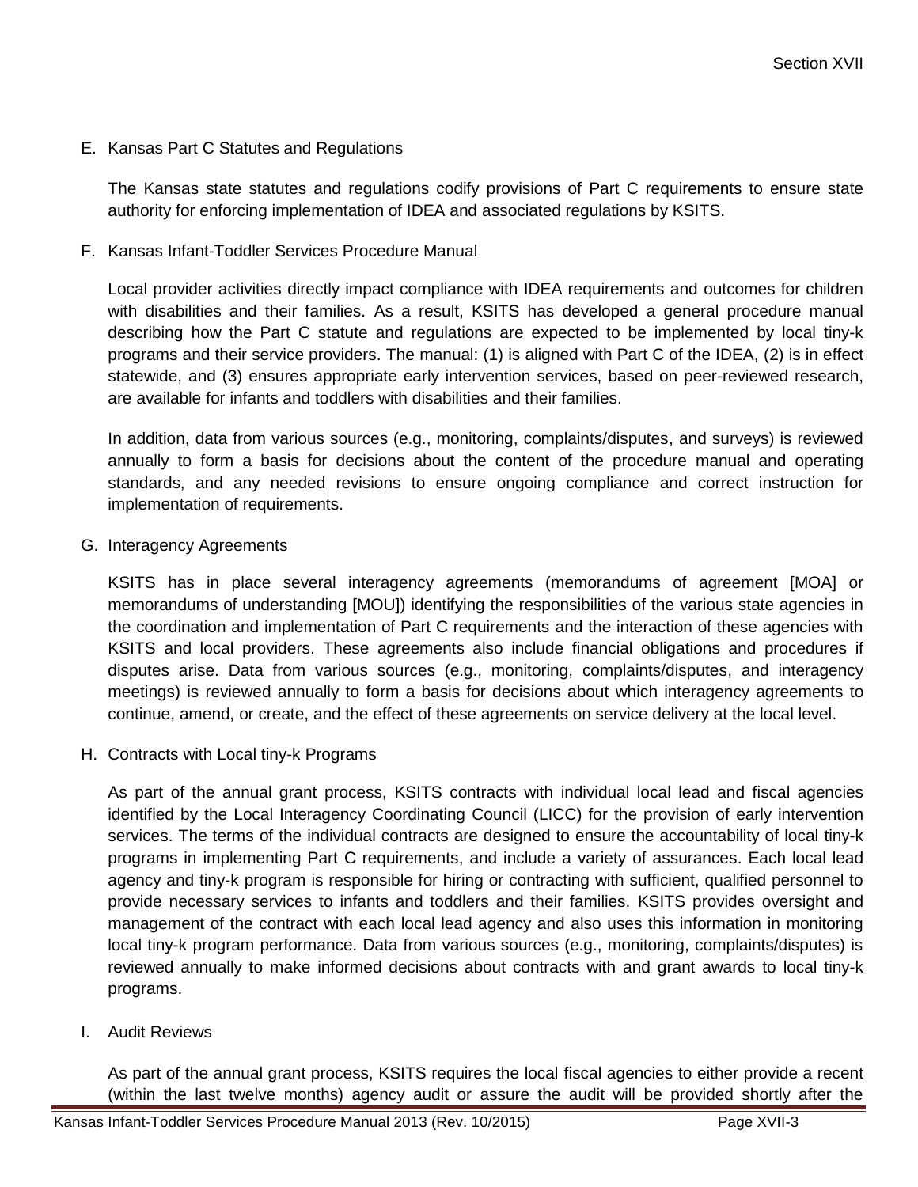E. Kansas Part C Statutes and Regulations

The Kansas state statutes and regulations codify provisions of Part C requirements to ensure state authority for enforcing implementation of IDEA and associated regulations by KSITS.

F. Kansas Infant-Toddler Services Procedure Manual

Local provider activities directly impact compliance with IDEA requirements and outcomes for children with disabilities and their families. As a result, KSITS has developed a general procedure manual describing how the Part C statute and regulations are expected to be implemented by local tiny-k programs and their service providers. The manual: (1) is aligned with Part C of the IDEA, (2) is in effect statewide, and (3) ensures appropriate early intervention services, based on peer-reviewed research, are available for infants and toddlers with disabilities and their families.

In addition, data from various sources (e.g., monitoring, complaints/disputes, and surveys) is reviewed annually to form a basis for decisions about the content of the procedure manual and operating standards, and any needed revisions to ensure ongoing compliance and correct instruction for implementation of requirements.

G. Interagency Agreements

KSITS has in place several interagency agreements (memorandums of agreement [MOA] or memorandums of understanding [MOU]) identifying the responsibilities of the various state agencies in the coordination and implementation of Part C requirements and the interaction of these agencies with KSITS and local providers. These agreements also include financial obligations and procedures if disputes arise. Data from various sources (e.g., monitoring, complaints/disputes, and interagency meetings) is reviewed annually to form a basis for decisions about which interagency agreements to continue, amend, or create, and the effect of these agreements on service delivery at the local level.

H. Contracts with Local tiny-k Programs

As part of the annual grant process, KSITS contracts with individual local lead and fiscal agencies identified by the Local Interagency Coordinating Council (LICC) for the provision of early intervention services. The terms of the individual contracts are designed to ensure the accountability of local tiny-k programs in implementing Part C requirements, and include a variety of assurances. Each local lead agency and tiny-k program is responsible for hiring or contracting with sufficient, qualified personnel to provide necessary services to infants and toddlers and their families. KSITS provides oversight and management of the contract with each local lead agency and also uses this information in monitoring local tiny-k program performance. Data from various sources (e.g., monitoring, complaints/disputes) is reviewed annually to make informed decisions about contracts with and grant awards to local tiny-k programs.

I. Audit Reviews

As part of the annual grant process, KSITS requires the local fiscal agencies to either provide a recent (within the last twelve months) agency audit or assure the audit will be provided shortly after the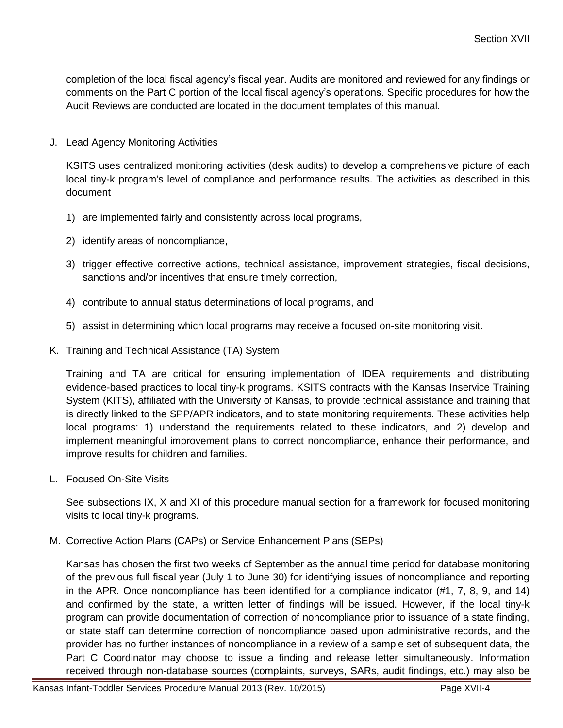completion of the local fiscal agency's fiscal year. Audits are monitored and reviewed for any findings or comments on the Part C portion of the local fiscal agency's operations. Specific procedures for how the Audit Reviews are conducted are located in the document templates of this manual.

J. Lead Agency Monitoring Activities

KSITS uses centralized monitoring activities (desk audits) to develop a comprehensive picture of each local tiny-k program's level of compliance and performance results. The activities as described in this document

1) are implemented fairly and consistently across local programs,

2) identify areas of noncompliance,

3) trigger effective corrective actions, technical assistance, improvement strategies, fiscal decisions, sanctions and/or incentives that ensure timely correction,

4) contribute to annual status determinations of local programs, and

5) assist in determining which local programs may receive a focused on-site monitoring visit.

K. Training and Technical Assistance (TA) System

Training and TA are critical for ensuring implementation of IDEA requirements and distributing evidence-based practices to local tiny-k programs. KSITS contracts with the Kansas Inservice Training System (KITS), affiliated with the University of Kansas, to provide technical assistance and training that is directly linked to the SPP/APR indicators, and to state monitoring requirements. These activities help local programs: 1) understand the requirements related to these indicators, and 2) develop and implement meaningful improvement plans to correct noncompliance, enhance their performance, and improve results for children and families.

L. Focused On-Site Visits

See subsections IX, X and XI of this procedure manual section for a framework for focused monitoring visits to local tiny-k programs.

M. Corrective Action Plans (CAPs) or Service Enhancement Plans (SEPs)

Kansas has chosen the first two weeks of September as the annual time period for database monitoring of the previous full fiscal year (July 1 to June 30) for identifying issues of noncompliance and reporting in the APR. Once noncompliance has been identified for a compliance indicator (#1, 7, 8, 9, and 14) and confirmed by the state, a written letter of findings will be issued. However, if the local tiny-k program can provide documentation of correction of noncompliance prior to issuance of a state finding, or state staff can determine correction of noncompliance based upon administrative records, and the provider has no further instances of noncompliance in a review of a sample set of subsequent data, the Part C Coordinator may choose to issue a finding and release letter simultaneously. Information received through non-database sources (complaints, surveys, SARs, audit findings, etc.) may also be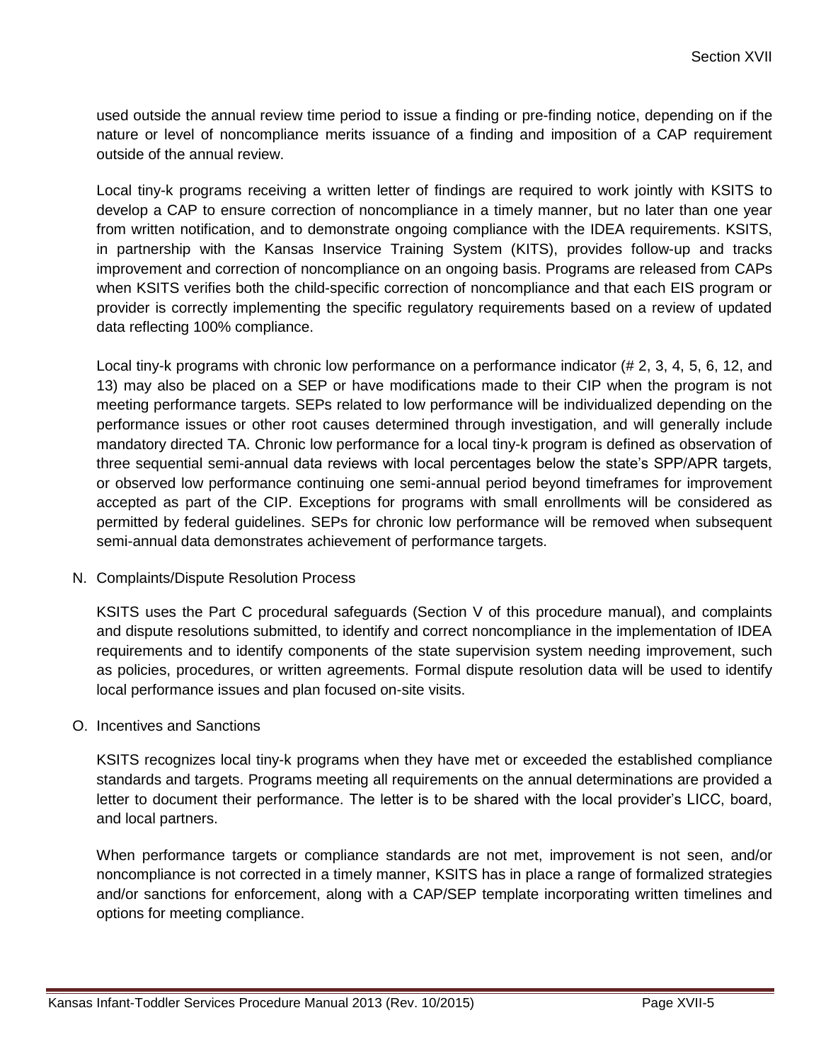used outside the annual review time period to issue a finding or pre-finding notice, depending on if the nature or level of noncompliance merits issuance of a finding and imposition of a CAP requirement outside of the annual review.

Local tiny-k programs receiving a written letter of findings are required to work jointly with KSITS to develop a CAP to ensure correction of noncompliance in a timely manner, but no later than one year from written notification, and to demonstrate ongoing compliance with the IDEA requirements. KSITS, in partnership with the Kansas Inservice Training System (KITS), provides follow-up and tracks improvement and correction of noncompliance on an ongoing basis. Programs are released from CAPs when KSITS verifies both the child-specific correction of noncompliance and that each EIS program or provider is correctly implementing the specific regulatory requirements based on a review of updated data reflecting 100% compliance.

Local tiny-k programs with chronic low performance on a performance indicator (# 2, 3, 4, 5, 6, 12, and 13) may also be placed on a SEP or have modifications made to their CIP when the program is not meeting performance targets. SEPs related to low performance will be individualized depending on the performance issues or other root causes determined through investigation, and will generally include mandatory directed TA. Chronic low performance for a local tiny-k program is defined as observation of three sequential semi-annual data reviews with local percentages below the state's SPP/APR targets, or observed low performance continuing one semi-annual period beyond timeframes for improvement accepted as part of the CIP. Exceptions for programs with small enrollments will be considered as permitted by federal guidelines. SEPs for chronic low performance will be removed when subsequent semi-annual data demonstrates achievement of performance targets.

N. Complaints/Dispute Resolution Process

KSITS uses the Part C procedural safeguards (Section V of this procedure manual), and complaints and dispute resolutions submitted, to identify and correct noncompliance in the implementation of IDEA requirements and to identify components of the state supervision system needing improvement, such as policies, procedures, or written agreements. Formal dispute resolution data will be used to identify local performance issues and plan focused on-site visits.

O. Incentives and Sanctions

KSITS recognizes local tiny-k programs when they have met or exceeded the established compliance standards and targets. Programs meeting all requirements on the annual determinations are provided a letter to document their performance. The letter is to be shared with the local provider's LICC, board, and local partners.

When performance targets or compliance standards are not met, improvement is not seen, and/or noncompliance is not corrected in a timely manner, KSITS has in place a range of formalized strategies and/or sanctions for enforcement, along with a CAP/SEP template incorporating written timelines and options for meeting compliance.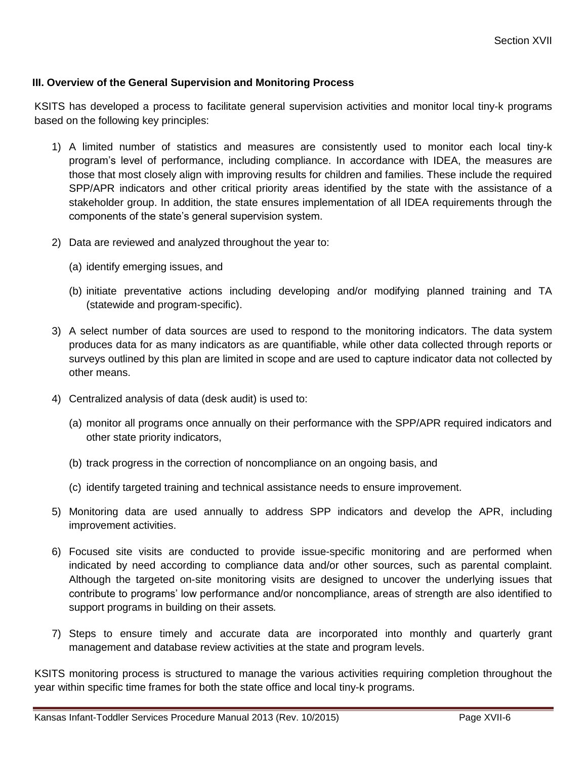### III. Overview of the General Supervision and Monitoring Process

KSITS has developed a process to facilitate general supervision activities and monitor local tiny-k programs based on the following key principles:

1) A limited number of statistics and measures are consistently used to monitor each local tiny-k program's level of performance, including compliance. In accordance with IDEA, the measures are those that most closely align with improving results for children and families. These include the required SPP/APR indicators and other critical priority areas identified by the state with the assistance of a stakeholder group. In addition, the state ensures implementation of all IDEA requirements through the components of the state's general supervision system.

2) Data are reviewed and analyzed throughout the year to:

   (a) identify emerging issues, and

   (b) initiate preventative actions including developing and/or modifying planned training and TA (statewide and program-specific).

3) A select number of data sources are used to respond to the monitoring indicators. The data system produces data for as many indicators as are quantifiable, while other data collected through reports or surveys outlined by this plan are limited in scope and are used to capture indicator data not collected by other means.

4) Centralized analysis of data (desk audit) is used to:

   (a) monitor all programs once annually on their performance with the SPP/APR required indicators and other state priority indicators,

   (b) track progress in the correction of noncompliance on an ongoing basis, and

   (c) identify targeted training and technical assistance needs to ensure improvement.

5) Monitoring data are used annually to address SPP indicators and develop the APR, including improvement activities.

6) Focused site visits are conducted to provide issue-specific monitoring and are performed when indicated by need according to compliance data and/or other sources, such as parental complaint. Although the targeted on-site monitoring visits are designed to uncover the underlying issues that contribute to programs' low performance and/or noncompliance, areas of strength are also identified to support programs in building on their assets.

7) Steps to ensure timely and accurate data are incorporated into monthly and quarterly grant management and database review activities at the state and program levels.

KSITS monitoring process is structured to manage the various activities requiring completion throughout the year within specific time frames for both the state office and local tiny-k programs.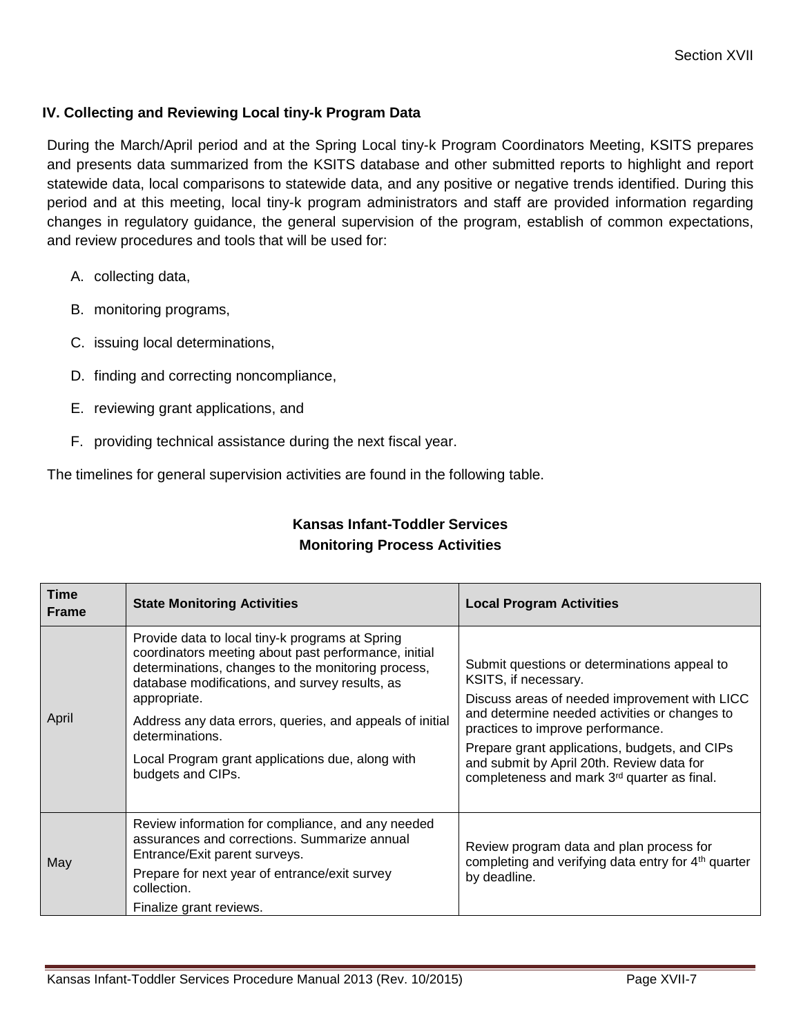### IV. Collecting and Reviewing Local tiny-k Program Data

During the March/April period and at the Spring Local tiny-k Program Coordinators Meeting, KSITS prepares and presents data summarized from the KSITS database and other submitted reports to highlight and report statewide data, local comparisons to statewide data, and any positive or negative trends identified. During this period and at this meeting, local tiny-k program administrators and staff are provided information regarding changes in regulatory guidance, the general supervision of the program, establish of common expectations, and review procedures and tools that will be used for:

A. collecting data,

B. monitoring programs,

C. issuing local determinations,

D. finding and correcting noncompliance,

E. reviewing grant applications, and

F. providing technical assistance during the next fiscal year.

The timelines for general supervision activities are found in the following table.

**Kansas Infant-Toddler Services**
**Monitoring Process Activities**

| Time Frame | State Monitoring Activities | Local Program Activities |
|---|---|---|
| April | Provide data to local tiny-k programs at Spring coordinators meeting about past performance, initial determinations, changes to the monitoring process, database modifications, and survey results, as appropriate.<br>Address any data errors, queries, and appeals of initial determinations.<br>Local Program grant applications due, along with budgets and CIPs. | Submit questions or determinations appeal to KSITS, if necessary.<br>Discuss areas of needed improvement with LICC and determine needed activities or changes to practices to improve performance.<br>Prepare grant applications, budgets, and CIPs and submit by April 20th. Review data for completeness and mark 3rd quarter as final. |
| May | Review information for compliance, and any needed assurances and corrections. Summarize annual Entrance/Exit parent surveys.<br>Prepare for next year of entrance/exit survey collection.<br>Finalize grant reviews. | Review program data and plan process for completing and verifying data entry for 4th quarter by deadline. |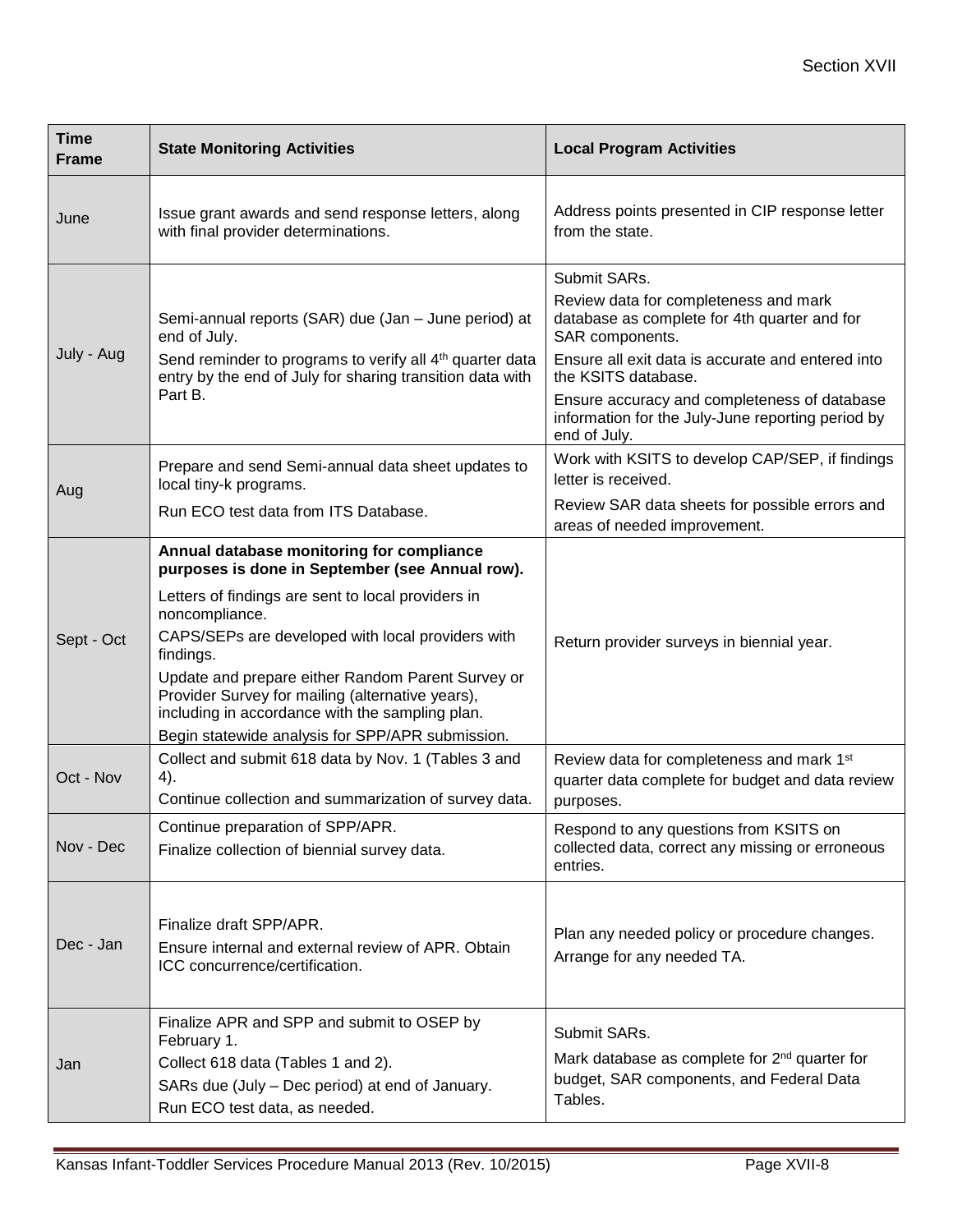| Time Frame | State Monitoring Activities | Local Program Activities |
|---|---|---|
| June | Issue grant awards and send response letters, along with final provider determinations. | Address points presented in CIP response letter from the state. |
| July - Aug | Semi-annual reports (SAR) due (Jan – June period) at end of July.<br>Send reminder to programs to verify all 4th quarter data entry by the end of July for sharing transition data with Part B. | Submit SARs.<br>Review data for completeness and mark database as complete for 4th quarter and for SAR components.<br>Ensure all exit data is accurate and entered into the KSITS database.<br>Ensure accuracy and completeness of database information for the July-June reporting period by end of July. |
| Aug | Prepare and send Semi-annual data sheet updates to local tiny-k programs.<br>Run ECO test data from ITS Database. | Work with KSITS to develop CAP/SEP, if findings letter is received.<br>Review SAR data sheets for possible errors and areas of needed improvement. |
| Sept - Oct | **Annual database monitoring for compliance purposes is done in September (see Annual row).**<br>Letters of findings are sent to local providers in noncompliance.<br>CAPS/SEPs are developed with local providers with findings.<br>Update and prepare either Random Parent Survey or Provider Survey for mailing (alternative years), including in accordance with the sampling plan.<br>Begin statewide analysis for SPP/APR submission. | Return provider surveys in biennial year. |
| Oct - Nov | Collect and submit 618 data by Nov. 1 (Tables 3 and 4).<br>Continue collection and summarization of survey data. | Review data for completeness and mark 1st quarter data complete for budget and data review purposes. |
| Nov - Dec | Continue preparation of SPP/APR.<br>Finalize collection of biennial survey data. | Respond to any questions from KSITS on collected data, correct any missing or erroneous entries. |
| Dec - Jan | Finalize draft SPP/APR.<br>Ensure internal and external review of APR. Obtain ICC concurrence/certification. | Plan any needed policy or procedure changes.<br>Arrange for any needed TA. |
| Jan | Finalize APR and SPP and submit to OSEP by February 1.<br>Collect 618 data (Tables 1 and 2).<br>SARs due (July – Dec period) at end of January.<br>Run ECO test data, as needed. | Submit SARs.<br>Mark database as complete for 2nd quarter for budget, SAR components, and Federal Data Tables. |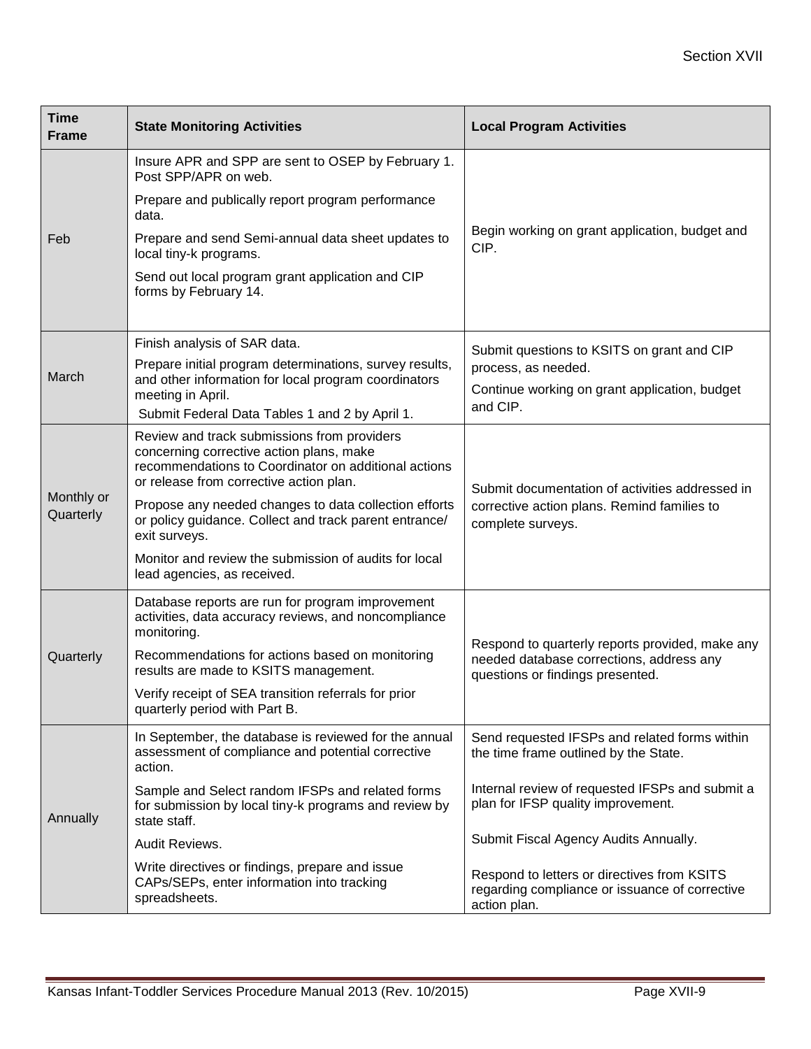| Time Frame | State Monitoring Activities | Local Program Activities |
|---|---|---|
| Feb | Insure APR and SPP are sent to OSEP by February 1. Post SPP/APR on web.<br>Prepare and publically report program performance data.<br>Prepare and send Semi-annual data sheet updates to local tiny-k programs.<br>Send out local program grant application and CIP forms by February 14. | Begin working on grant application, budget and CIP. |
| March | Finish analysis of SAR data.<br>Prepare initial program determinations, survey results, and other information for local program coordinators meeting in April.<br>Submit Federal Data Tables 1 and 2 by April 1. | Submit questions to KSITS on grant and CIP process, as needed.<br>Continue working on grant application, budget and CIP. |
| Monthly or Quarterly | Review and track submissions from providers concerning corrective action plans, make recommendations to Coordinator on additional actions or release from corrective action plan.<br>Propose any needed changes to data collection efforts or policy guidance. Collect and track parent entrance/ exit surveys.<br>Monitor and review the submission of audits for local lead agencies, as received. | Submit documentation of activities addressed in corrective action plans. Remind families to complete surveys. |
| Quarterly | Database reports are run for program improvement activities, data accuracy reviews, and noncompliance monitoring.<br>Recommendations for actions based on monitoring results are made to KSITS management.<br>Verify receipt of SEA transition referrals for prior quarterly period with Part B. | Respond to quarterly reports provided, make any needed database corrections, address any questions or findings presented. |
| Annually | In September, the database is reviewed for the annual assessment of compliance and potential corrective action.<br>Sample and Select random IFSPs and related forms for submission by local tiny-k programs and review by state staff.<br>Audit Reviews.<br>Write directives or findings, prepare and issue CAPs/SEPs, enter information into tracking spreadsheets. | Send requested IFSPs and related forms within the time frame outlined by the State.<br>Internal review of requested IFSPs and submit a plan for IFSP quality improvement.<br>Submit Fiscal Agency Audits Annually.<br>Respond to letters or directives from KSITS regarding compliance or issuance of corrective action plan. |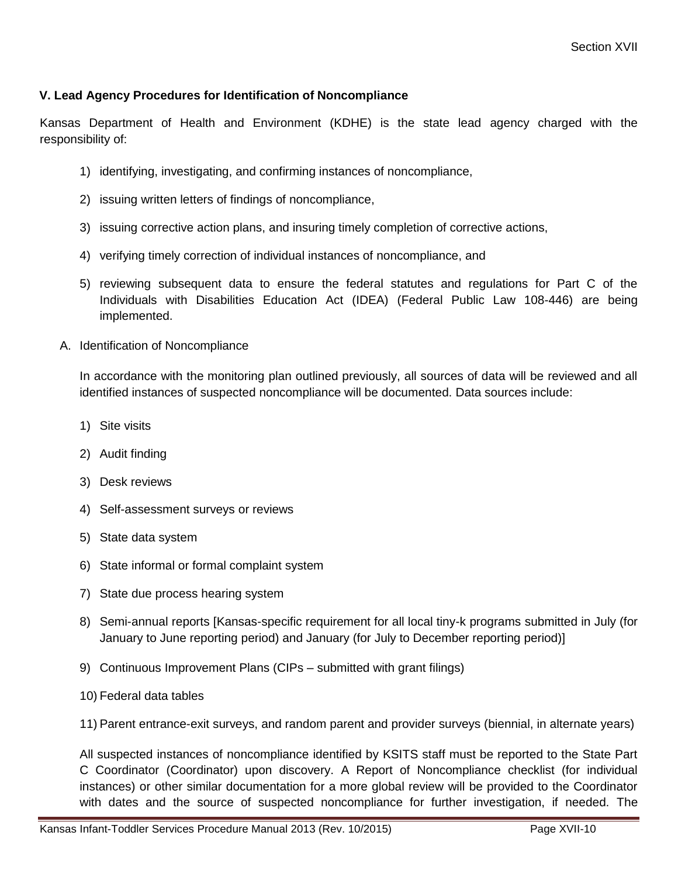### V. Lead Agency Procedures for Identification of Noncompliance

Kansas Department of Health and Environment (KDHE) is the state lead agency charged with the responsibility of:

1) identifying, investigating, and confirming instances of noncompliance,
2) issuing written letters of findings of noncompliance,
3) issuing corrective action plans, and insuring timely completion of corrective actions,
4) verifying timely correction of individual instances of noncompliance, and
5) reviewing subsequent data to ensure the federal statutes and regulations for Part C of the Individuals with Disabilities Education Act (IDEA) (Federal Public Law 108-446) are being implemented.

A. Identification of Noncompliance

In accordance with the monitoring plan outlined previously, all sources of data will be reviewed and all identified instances of suspected noncompliance will be documented. Data sources include:

1) Site visits
2) Audit finding
3) Desk reviews
4) Self-assessment surveys or reviews
5) State data system
6) State informal or formal complaint system
7) State due process hearing system
8) Semi-annual reports [Kansas-specific requirement for all local tiny-k programs submitted in July (for January to June reporting period) and January (for July to December reporting period)]
9) Continuous Improvement Plans (CIPs – submitted with grant filings)
10) Federal data tables
11) Parent entrance-exit surveys, and random parent and provider surveys (biennial, in alternate years)

All suspected instances of noncompliance identified by KSITS staff must be reported to the State Part C Coordinator (Coordinator) upon discovery. A Report of Noncompliance checklist (for individual instances) or other similar documentation for a more global review will be provided to the Coordinator with dates and the source of suspected noncompliance for further investigation, if needed. The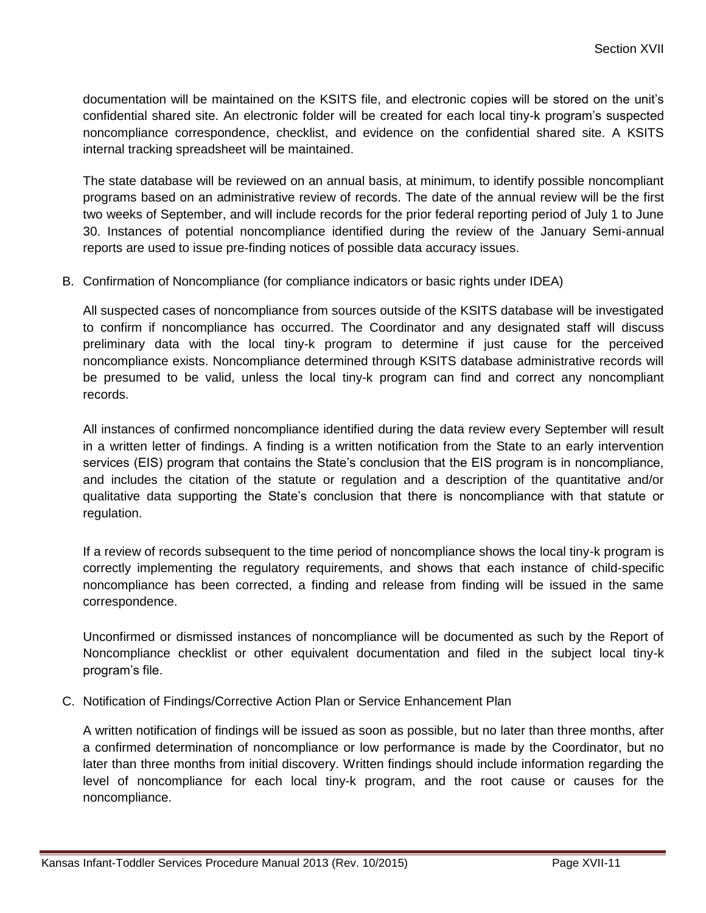documentation will be maintained on the KSITS file, and electronic copies will be stored on the unit's confidential shared site. An electronic folder will be created for each local tiny-k program's suspected noncompliance correspondence, checklist, and evidence on the confidential shared site. A KSITS internal tracking spreadsheet will be maintained.

The state database will be reviewed on an annual basis, at minimum, to identify possible noncompliant programs based on an administrative review of records. The date of the annual review will be the first two weeks of September, and will include records for the prior federal reporting period of July 1 to June 30. Instances of potential noncompliance identified during the review of the January Semi-annual reports are used to issue pre-finding notices of possible data accuracy issues.

B. Confirmation of Noncompliance (for compliance indicators or basic rights under IDEA)

All suspected cases of noncompliance from sources outside of the KSITS database will be investigated to confirm if noncompliance has occurred. The Coordinator and any designated staff will discuss preliminary data with the local tiny-k program to determine if just cause for the perceived noncompliance exists. Noncompliance determined through KSITS database administrative records will be presumed to be valid, unless the local tiny-k program can find and correct any noncompliant records.

All instances of confirmed noncompliance identified during the data review every September will result in a written letter of findings. A finding is a written notification from the State to an early intervention services (EIS) program that contains the State's conclusion that the EIS program is in noncompliance, and includes the citation of the statute or regulation and a description of the quantitative and/or qualitative data supporting the State's conclusion that there is noncompliance with that statute or regulation.

If a review of records subsequent to the time period of noncompliance shows the local tiny-k program is correctly implementing the regulatory requirements, and shows that each instance of child-specific noncompliance has been corrected, a finding and release from finding will be issued in the same correspondence.

Unconfirmed or dismissed instances of noncompliance will be documented as such by the Report of Noncompliance checklist or other equivalent documentation and filed in the subject local tiny-k program's file.

C. Notification of Findings/Corrective Action Plan or Service Enhancement Plan

A written notification of findings will be issued as soon as possible, but no later than three months, after a confirmed determination of noncompliance or low performance is made by the Coordinator, but no later than three months from initial discovery. Written findings should include information regarding the level of noncompliance for each local tiny-k program, and the root cause or causes for the noncompliance.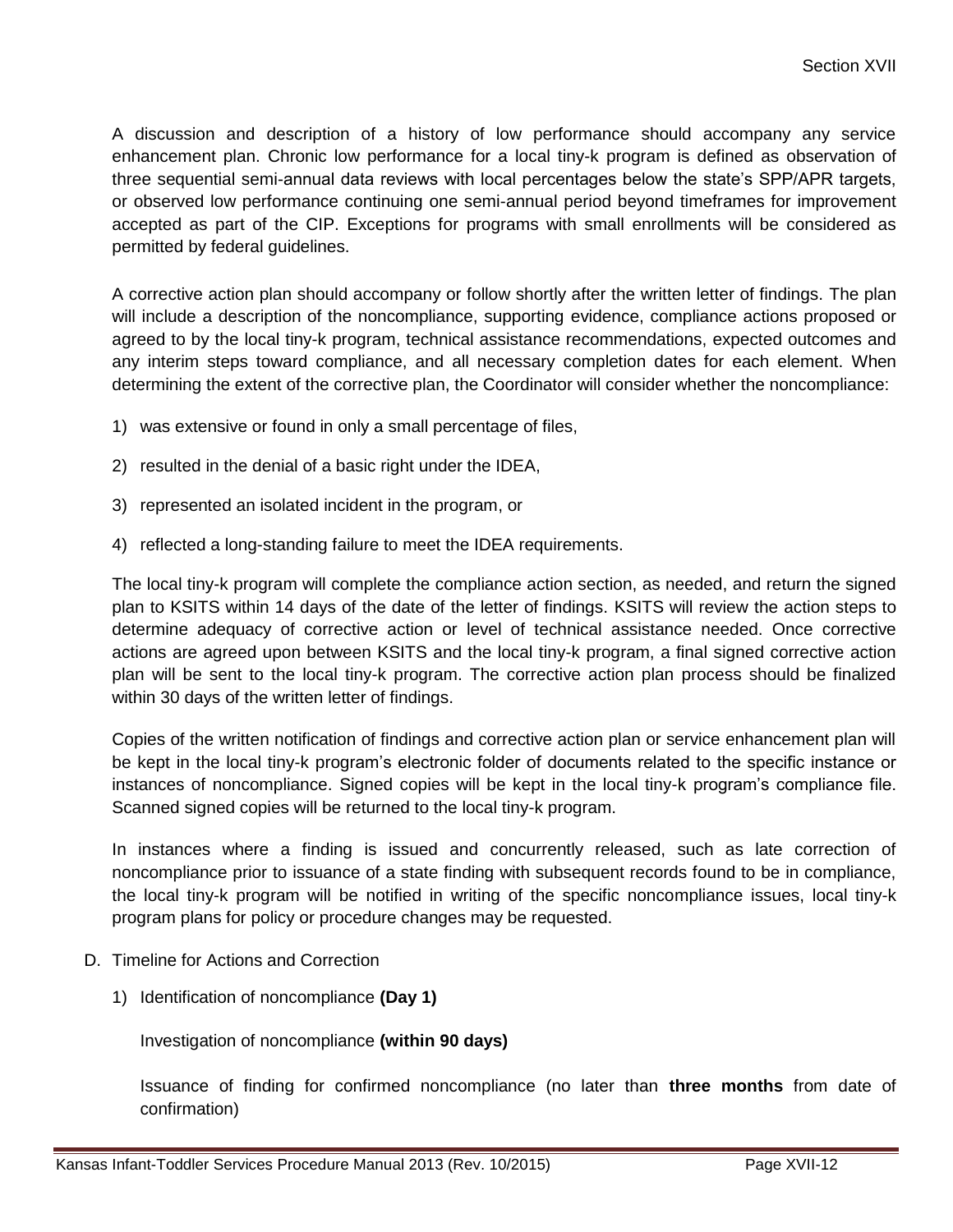A discussion and description of a history of low performance should accompany any service enhancement plan. Chronic low performance for a local tiny-k program is defined as observation of three sequential semi-annual data reviews with local percentages below the state's SPP/APR targets, or observed low performance continuing one semi-annual period beyond timeframes for improvement accepted as part of the CIP. Exceptions for programs with small enrollments will be considered as permitted by federal guidelines.

A corrective action plan should accompany or follow shortly after the written letter of findings. The plan will include a description of the noncompliance, supporting evidence, compliance actions proposed or agreed to by the local tiny-k program, technical assistance recommendations, expected outcomes and any interim steps toward compliance, and all necessary completion dates for each element. When determining the extent of the corrective plan, the Coordinator will consider whether the noncompliance:

1) was extensive or found in only a small percentage of files,

2) resulted in the denial of a basic right under the IDEA,

3) represented an isolated incident in the program, or

4) reflected a long-standing failure to meet the IDEA requirements.

The local tiny-k program will complete the compliance action section, as needed, and return the signed plan to KSITS within 14 days of the date of the letter of findings. KSITS will review the action steps to determine adequacy of corrective action or level of technical assistance needed. Once corrective actions are agreed upon between KSITS and the local tiny-k program, a final signed corrective action plan will be sent to the local tiny-k program. The corrective action plan process should be finalized within 30 days of the written letter of findings.

Copies of the written notification of findings and corrective action plan or service enhancement plan will be kept in the local tiny-k program's electronic folder of documents related to the specific instance or instances of noncompliance. Signed copies will be kept in the local tiny-k program's compliance file. Scanned signed copies will be returned to the local tiny-k program.

In instances where a finding is issued and concurrently released, such as late correction of noncompliance prior to issuance of a state finding with subsequent records found to be in compliance, the local tiny-k program will be notified in writing of the specific noncompliance issues, local tiny-k program plans for policy or procedure changes may be requested.

D. Timeline for Actions and Correction

1) Identification of noncompliance **(Day 1)**

   Investigation of noncompliance **(within 90 days)**

   Issuance of finding for confirmed noncompliance (no later than **three months** from date of confirmation)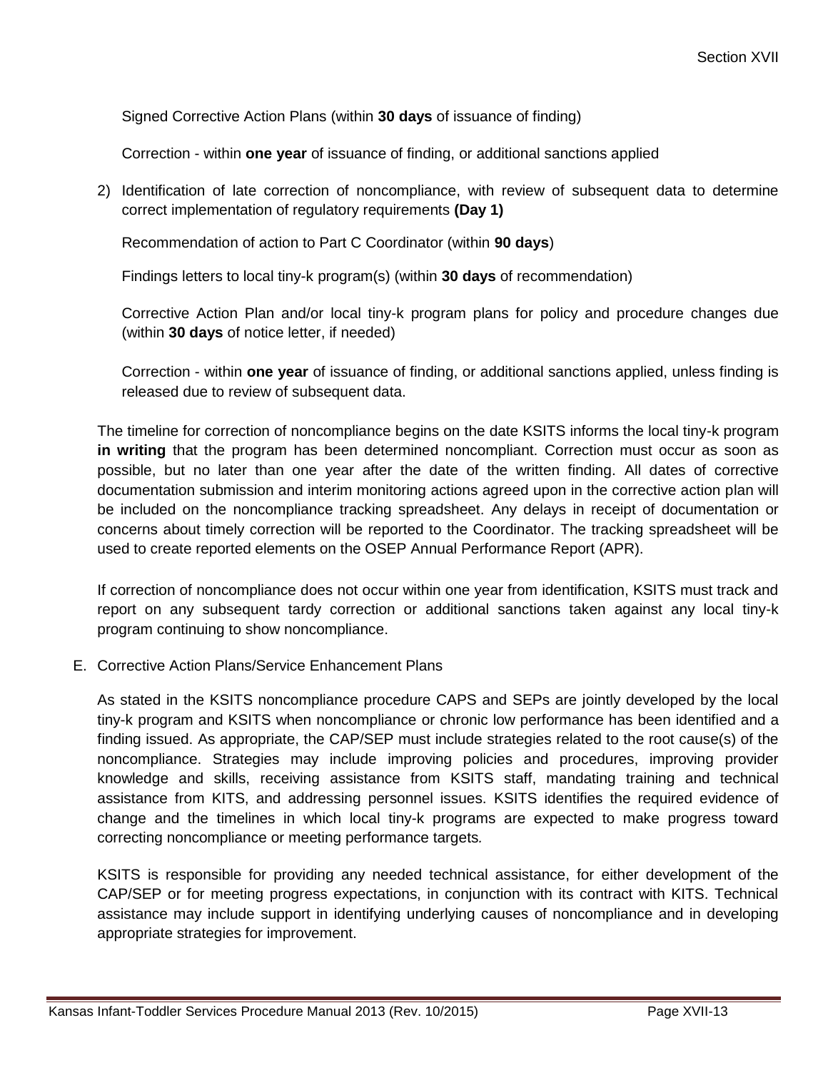Signed Corrective Action Plans (within **30 days** of issuance of finding)

Correction - within **one year** of issuance of finding, or additional sanctions applied

2) Identification of late correction of noncompliance, with review of subsequent data to determine correct implementation of regulatory requirements **(Day 1)**

   Recommendation of action to Part C Coordinator (within **90 days**)

   Findings letters to local tiny-k program(s) (within **30 days** of recommendation)

   Corrective Action Plan and/or local tiny-k program plans for policy and procedure changes due (within **30 days** of notice letter, if needed)

   Correction - within **one year** of issuance of finding, or additional sanctions applied, unless finding is released due to review of subsequent data.

The timeline for correction of noncompliance begins on the date KSITS informs the local tiny-k program **in writing** that the program has been determined noncompliant. Correction must occur as soon as possible, but no later than one year after the date of the written finding. All dates of corrective documentation submission and interim monitoring actions agreed upon in the corrective action plan will be included on the noncompliance tracking spreadsheet. Any delays in receipt of documentation or concerns about timely correction will be reported to the Coordinator. The tracking spreadsheet will be used to create reported elements on the OSEP Annual Performance Report (APR).

If correction of noncompliance does not occur within one year from identification, KSITS must track and report on any subsequent tardy correction or additional sanctions taken against any local tiny-k program continuing to show noncompliance.

E. Corrective Action Plans/Service Enhancement Plans

As stated in the KSITS noncompliance procedure CAPS and SEPs are jointly developed by the local tiny-k program and KSITS when noncompliance or chronic low performance has been identified and a finding issued. As appropriate, the CAP/SEP must include strategies related to the root cause(s) of the noncompliance. Strategies may include improving policies and procedures, improving provider knowledge and skills, receiving assistance from KSITS staff, mandating training and technical assistance from KITS, and addressing personnel issues. KSITS identifies the required evidence of change and the timelines in which local tiny-k programs are expected to make progress toward correcting noncompliance or meeting performance targets.

KSITS is responsible for providing any needed technical assistance, for either development of the CAP/SEP or for meeting progress expectations, in conjunction with its contract with KITS. Technical assistance may include support in identifying underlying causes of noncompliance and in developing appropriate strategies for improvement.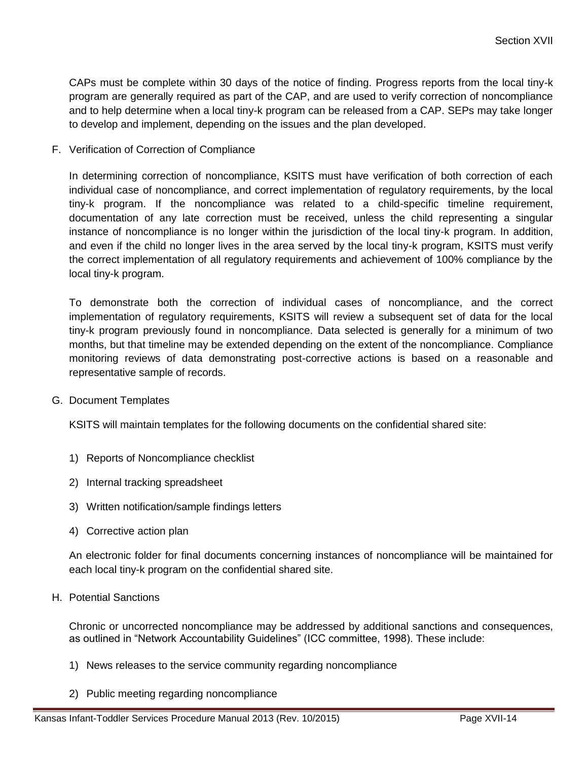CAPs must be complete within 30 days of the notice of finding. Progress reports from the local tiny-k program are generally required as part of the CAP, and are used to verify correction of noncompliance and to help determine when a local tiny-k program can be released from a CAP. SEPs may take longer to develop and implement, depending on the issues and the plan developed.

F. Verification of Correction of Compliance

In determining correction of noncompliance, KSITS must have verification of both correction of each individual case of noncompliance, and correct implementation of regulatory requirements, by the local tiny-k program. If the noncompliance was related to a child-specific timeline requirement, documentation of any late correction must be received, unless the child representing a singular instance of noncompliance is no longer within the jurisdiction of the local tiny-k program. In addition, and even if the child no longer lives in the area served by the local tiny-k program, KSITS must verify the correct implementation of all regulatory requirements and achievement of 100% compliance by the local tiny-k program.

To demonstrate both the correction of individual cases of noncompliance, and the correct implementation of regulatory requirements, KSITS will review a subsequent set of data for the local tiny-k program previously found in noncompliance. Data selected is generally for a minimum of two months, but that timeline may be extended depending on the extent of the noncompliance. Compliance monitoring reviews of data demonstrating post-corrective actions is based on a reasonable and representative sample of records.

G. Document Templates

KSITS will maintain templates for the following documents on the confidential shared site:

1) Reports of Noncompliance checklist
2) Internal tracking spreadsheet
3) Written notification/sample findings letters
4) Corrective action plan

An electronic folder for final documents concerning instances of noncompliance will be maintained for each local tiny-k program on the confidential shared site.

H. Potential Sanctions

Chronic or uncorrected noncompliance may be addressed by additional sanctions and consequences, as outlined in "Network Accountability Guidelines" (ICC committee, 1998). These include:

1) News releases to the service community regarding noncompliance
2) Public meeting regarding noncompliance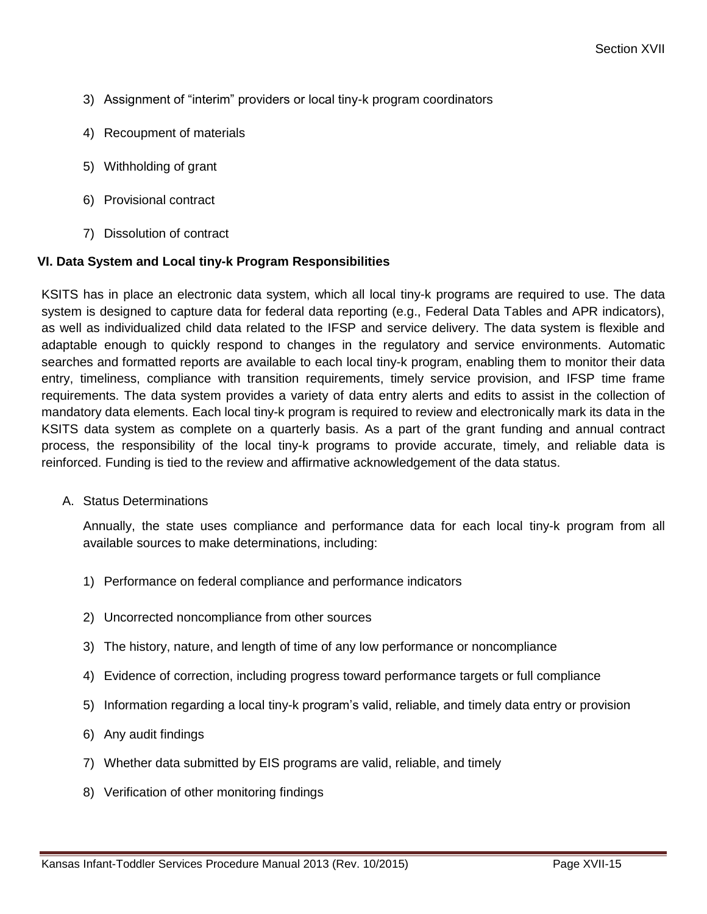3) Assignment of "interim" providers or local tiny-k program coordinators

4) Recoupment of materials

5) Withholding of grant

6) Provisional contract

7) Dissolution of contract

### VI. Data System and Local tiny-k Program Responsibilities

KSITS has in place an electronic data system, which all local tiny-k programs are required to use. The data system is designed to capture data for federal data reporting (e.g., Federal Data Tables and APR indicators), as well as individualized child data related to the IFSP and service delivery. The data system is flexible and adaptable enough to quickly respond to changes in the regulatory and service environments. Automatic searches and formatted reports are available to each local tiny-k program, enabling them to monitor their data entry, timeliness, compliance with transition requirements, timely service provision, and IFSP time frame requirements. The data system provides a variety of data entry alerts and edits to assist in the collection of mandatory data elements. Each local tiny-k program is required to review and electronically mark its data in the KSITS data system as complete on a quarterly basis. As a part of the grant funding and annual contract process, the responsibility of the local tiny-k programs to provide accurate, timely, and reliable data is reinforced. Funding is tied to the review and affirmative acknowledgement of the data status.

A. Status Determinations

Annually, the state uses compliance and performance data for each local tiny-k program from all available sources to make determinations, including:

1) Performance on federal compliance and performance indicators

2) Uncorrected noncompliance from other sources

3) The history, nature, and length of time of any low performance or noncompliance

4) Evidence of correction, including progress toward performance targets or full compliance

5) Information regarding a local tiny-k program's valid, reliable, and timely data entry or provision

6) Any audit findings

7) Whether data submitted by EIS programs are valid, reliable, and timely

8) Verification of other monitoring findings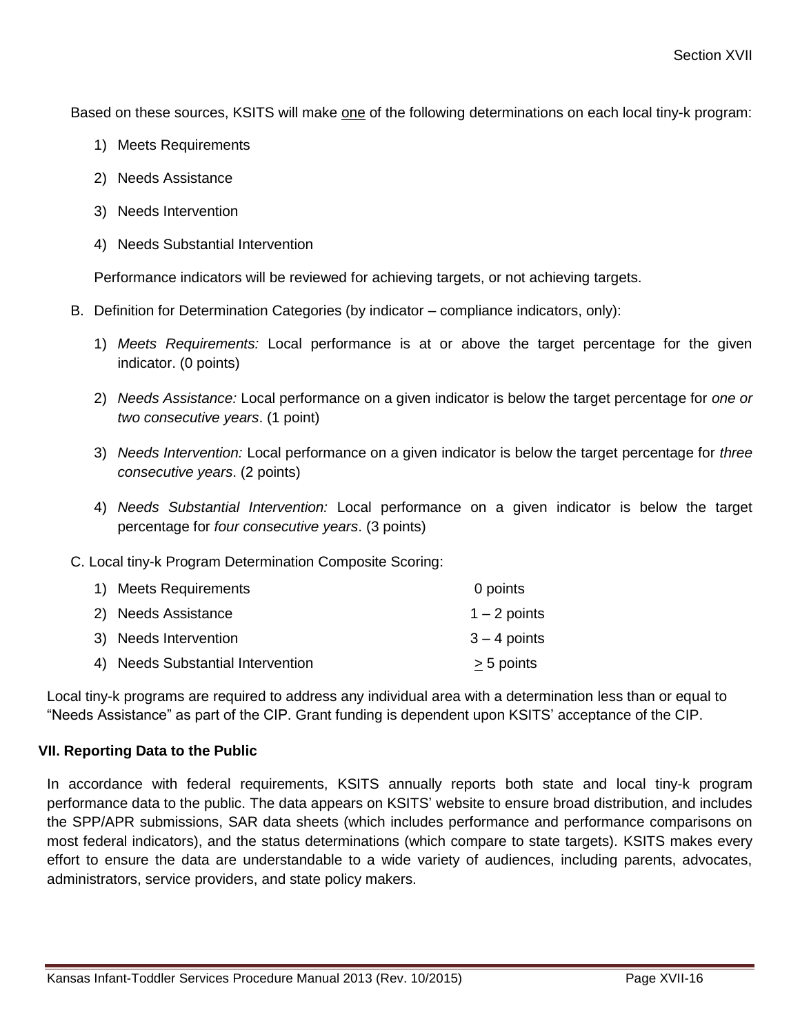Based on these sources, KSITS will make <u>one</u> of the following determinations on each local tiny-k program:

1) Meets Requirements
2) Needs Assistance
3) Needs Intervention
4) Needs Substantial Intervention

Performance indicators will be reviewed for achieving targets, or not achieving targets.

B. Definition for Determination Categories (by indicator – compliance indicators, only):

1) *Meets Requirements:* Local performance is at or above the target percentage for the given indicator. (0 points)
2) *Needs Assistance:* Local performance on a given indicator is below the target percentage for *one or two consecutive years*. (1 point)
3) *Needs Intervention:* Local performance on a given indicator is below the target percentage for *three consecutive years*. (2 points)
4) *Needs Substantial Intervention:* Local performance on a given indicator is below the target percentage for *four consecutive years*. (3 points)

C. Local tiny-k Program Determination Composite Scoring:

| | |
|---|---|
| 1) Meets Requirements | 0 points |
| 2) Needs Assistance | 1 – 2 points |
| 3) Needs Intervention | 3 – 4 points |
| 4) Needs Substantial Intervention | ≥ 5 points |

Local tiny-k programs are required to address any individual area with a determination less than or equal to "Needs Assistance" as part of the CIP. Grant funding is dependent upon KSITS' acceptance of the CIP.

### VII. Reporting Data to the Public

In accordance with federal requirements, KSITS annually reports both state and local tiny-k program performance data to the public. The data appears on KSITS' website to ensure broad distribution, and includes the SPP/APR submissions, SAR data sheets (which includes performance and performance comparisons on most federal indicators), and the status determinations (which compare to state targets). KSITS makes every effort to ensure the data are understandable to a wide variety of audiences, including parents, advocates, administrators, service providers, and state policy makers.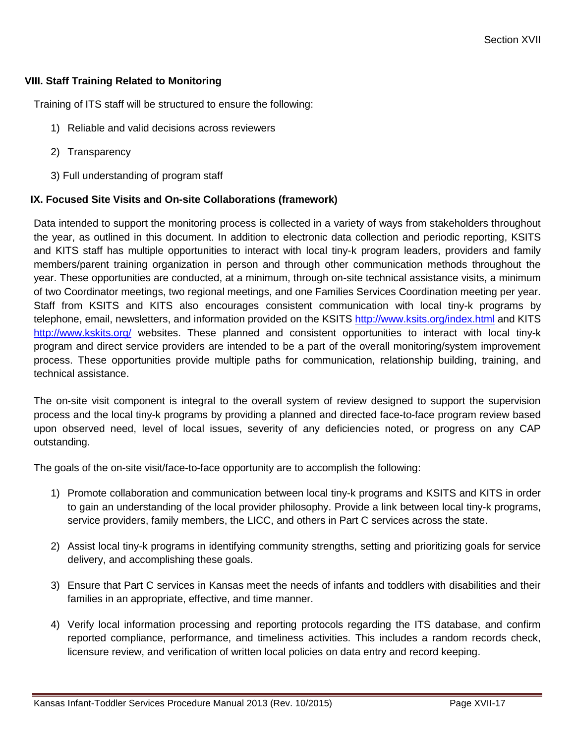### VIII. Staff Training Related to Monitoring

Training of ITS staff will be structured to ensure the following:

1) Reliable and valid decisions across reviewers
2) Transparency
3) Full understanding of program staff

### IX. Focused Site Visits and On-site Collaborations (framework)

Data intended to support the monitoring process is collected in a variety of ways from stakeholders throughout the year, as outlined in this document. In addition to electronic data collection and periodic reporting, KSITS and KITS staff has multiple opportunities to interact with local tiny-k program leaders, providers and family members/parent training organization in person and through other communication methods throughout the year. These opportunities are conducted, at a minimum, through on-site technical assistance visits, a minimum of two Coordinator meetings, two regional meetings, and one Families Services Coordination meeting per year. Staff from KSITS and KITS also encourages consistent communication with local tiny-k programs by telephone, email, newsletters, and information provided on the KSITS http://www.ksits.org/index.html and KITS http://www.kskits.org/ websites. These planned and consistent opportunities to interact with local tiny-k program and direct service providers are intended to be a part of the overall monitoring/system improvement process. These opportunities provide multiple paths for communication, relationship building, training, and technical assistance.

The on-site visit component is integral to the overall system of review designed to support the supervision process and the local tiny-k programs by providing a planned and directed face-to-face program review based upon observed need, level of local issues, severity of any deficiencies noted, or progress on any CAP outstanding.

The goals of the on-site visit/face-to-face opportunity are to accomplish the following:

1) Promote collaboration and communication between local tiny-k programs and KSITS and KITS in order to gain an understanding of the local provider philosophy. Provide a link between local tiny-k programs, service providers, family members, the LICC, and others in Part C services across the state.

2) Assist local tiny-k programs in identifying community strengths, setting and prioritizing goals for service delivery, and accomplishing these goals.

3) Ensure that Part C services in Kansas meet the needs of infants and toddlers with disabilities and their families in an appropriate, effective, and time manner.

4) Verify local information processing and reporting protocols regarding the ITS database, and confirm reported compliance, performance, and timeliness activities. This includes a random records check, licensure review, and verification of written local policies on data entry and record keeping.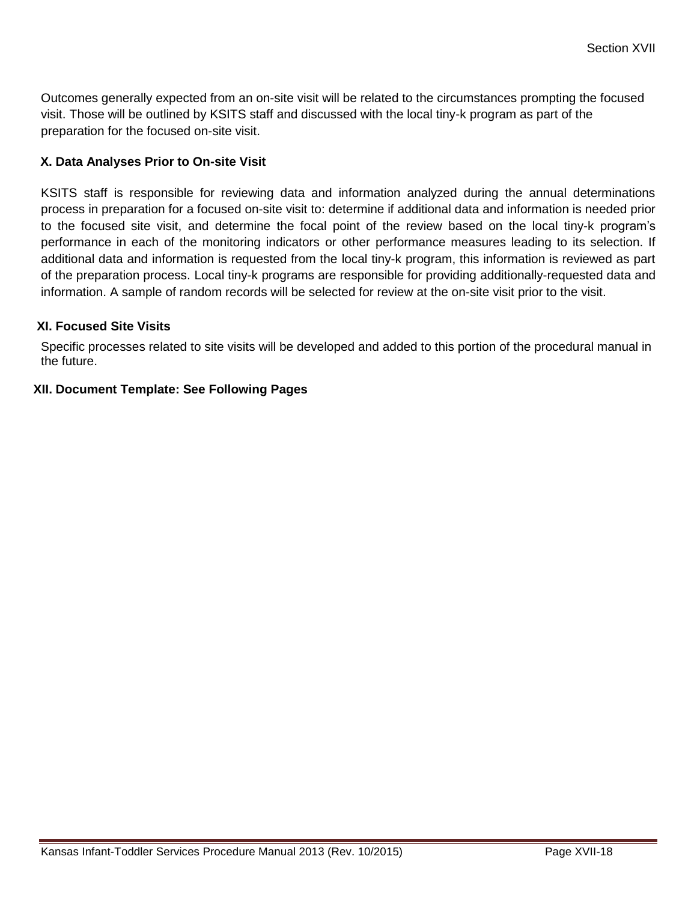Outcomes generally expected from an on-site visit will be related to the circumstances prompting the focused visit. Those will be outlined by KSITS staff and discussed with the local tiny-k program as part of the preparation for the focused on-site visit.

### X. Data Analyses Prior to On-site Visit

KSITS staff is responsible for reviewing data and information analyzed during the annual determinations process in preparation for a focused on-site visit to: determine if additional data and information is needed prior to the focused site visit, and determine the focal point of the review based on the local tiny-k program's performance in each of the monitoring indicators or other performance measures leading to its selection. If additional data and information is requested from the local tiny-k program, this information is reviewed as part of the preparation process. Local tiny-k programs are responsible for providing additionally-requested data and information. A sample of random records will be selected for review at the on-site visit prior to the visit.

### XI. Focused Site Visits

Specific processes related to site visits will be developed and added to this portion of the procedural manual in the future.

### XII. Document Template: See Following Pages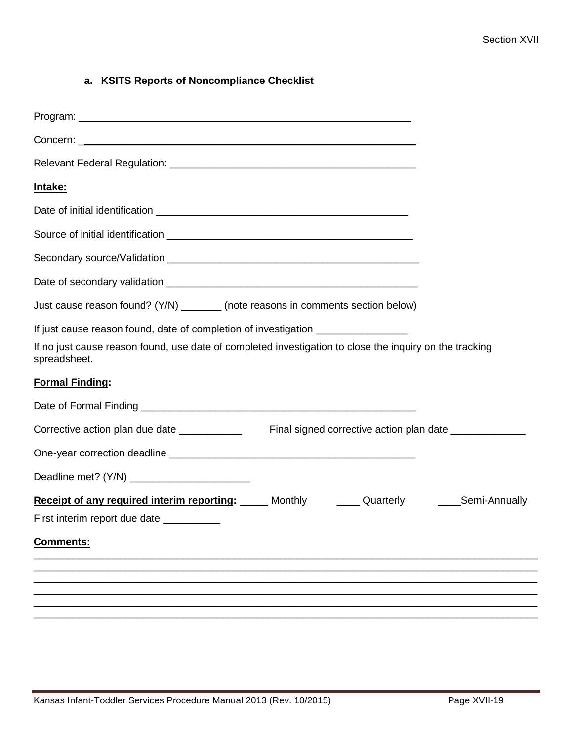### a. KSITS Reports of Noncompliance Checklist

Program: ____________________________________________________________

Concern: ____________________________________________________________

Relevant Federal Regulation: ___________________________________________

**Intake:**

Date of initial identification ____________________________________________

Source of initial identification ___________________________________________

Secondary source/Validation _____________________________________________

Date of secondary validation _____________________________________________

Just cause reason found? (Y/N) _______ (note reasons in comments section below)

If just cause reason found, date of completion of investigation ________________

If no just cause reason found, use date of completed investigation to close the inquiry on the tracking spreadsheet.

**Formal Finding:**

Date of Formal Finding __________________________________________________

Corrective action plan due date ___________  Final signed corrective action plan date _____________

One-year correction deadline ___________________________________________

Deadline met? (Y/N) _____________________

**Receipt of any required interim reporting:** _____ Monthly  ____ Quarterly  ____Semi-Annually

First interim report due date __________

**Comments:**

______________________________________________________________________________________
______________________________________________________________________________________
______________________________________________________________________________________
______________________________________________________________________________________
______________________________________________________________________________________
______________________________________________________________________________________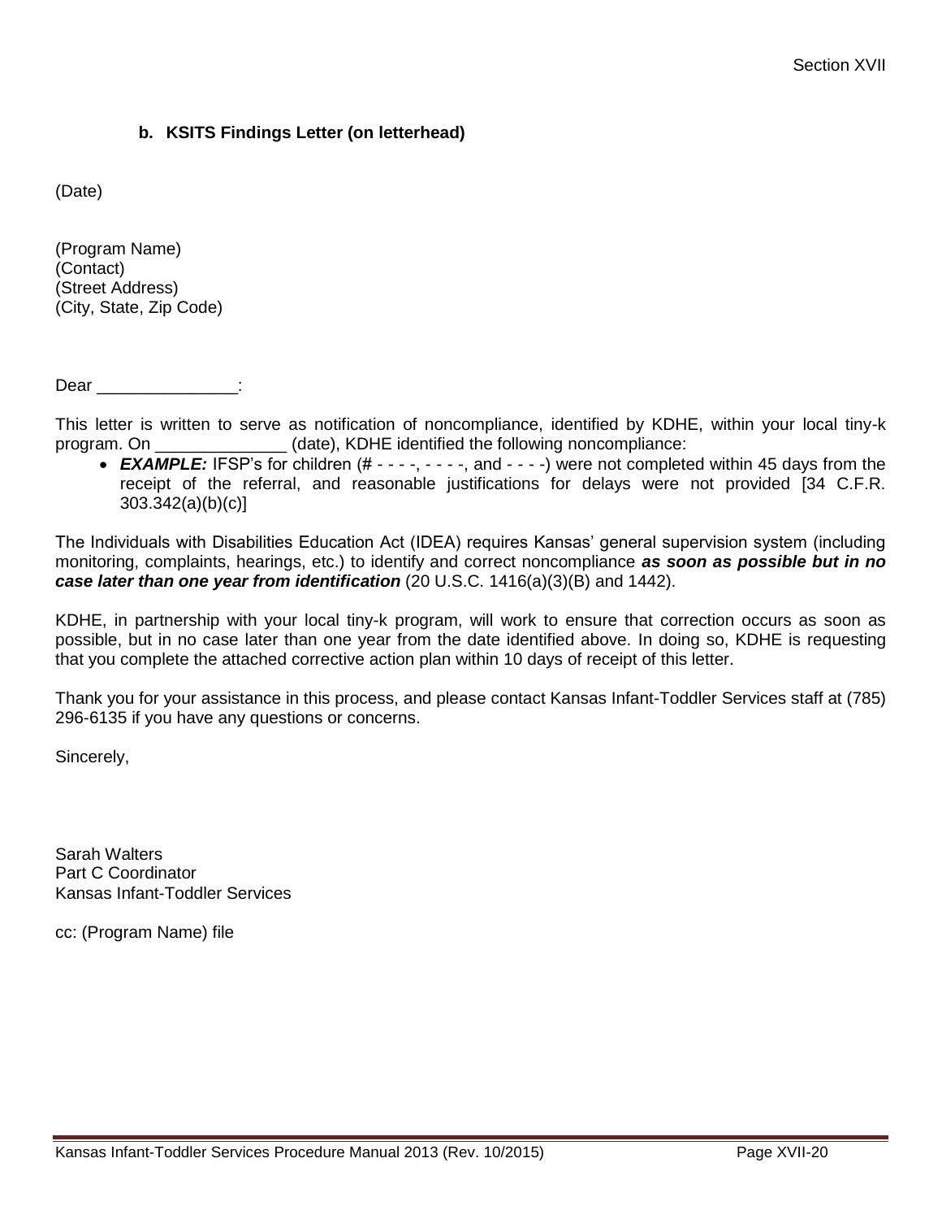### b. KSITS Findings Letter (on letterhead)

(Date)

(Program Name)
(Contact)
(Street Address)
(City, State, Zip Code)

Dear _______________:

This letter is written to serve as notification of noncompliance, identified by KDHE, within your local tiny-k program. On ______________ (date), KDHE identified the following noncompliance:

- ***EXAMPLE:*** IFSP's for children (# - - - -, - - - -, and - - - -) were not completed within 45 days from the receipt of the referral, and reasonable justifications for delays were not provided [34 C.F.R. 303.342(a)(b)(c)]

The Individuals with Disabilities Education Act (IDEA) requires Kansas' general supervision system (including monitoring, complaints, hearings, etc.) to identify and correct noncompliance ***as soon as possible but in no case later than one year from identification*** (20 U.S.C. 1416(a)(3)(B) and 1442).

KDHE, in partnership with your local tiny-k program, will work to ensure that correction occurs as soon as possible, but in no case later than one year from the date identified above. In doing so, KDHE is requesting that you complete the attached corrective action plan within 10 days of receipt of this letter.

Thank you for your assistance in this process, and please contact Kansas Infant-Toddler Services staff at (785) 296-6135 if you have any questions or concerns.

Sincerely,

Sarah Walters
Part C Coordinator
Kansas Infant-Toddler Services

cc: (Program Name) file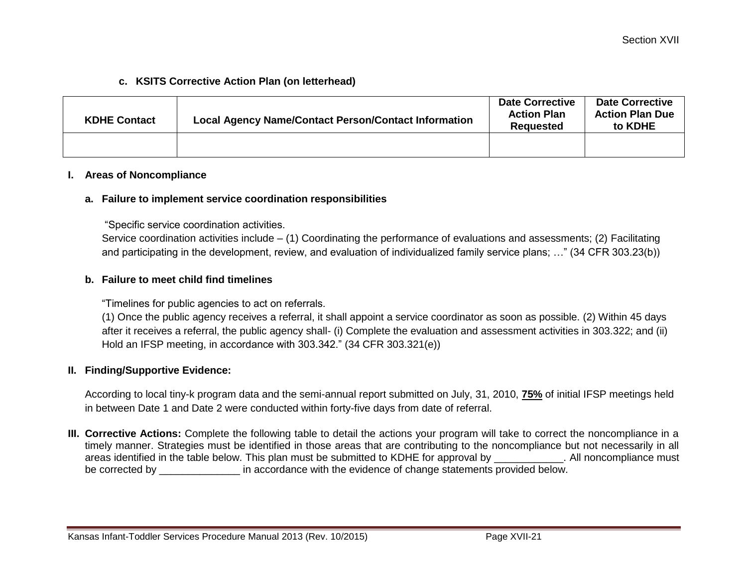### c. KSITS Corrective Action Plan (on letterhead)

| KDHE Contact | Local Agency Name/Contact Person/Contact Information | Date Corrective Action Plan Requested | Date Corrective Action Plan Due to KDHE |
|---|---|---|---|
| | | | |

## I. Areas of Noncompliance

### a. Failure to implement service coordination responsibilities

"Specific service coordination activities.
Service coordination activities include – (1) Coordinating the performance of evaluations and assessments; (2) Facilitating and participating in the development, review, and evaluation of individualized family service plans; …" (34 CFR 303.23(b))

### b. Failure to meet child find timelines

"Timelines for public agencies to act on referrals.
(1) Once the public agency receives a referral, it shall appoint a service coordinator as soon as possible. (2) Within 45 days after it receives a referral, the public agency shall- (i) Complete the evaluation and assessment activities in 303.322; and (ii) Hold an IFSP meeting, in accordance with 303.342." (34 CFR 303.321(e))

## II. Finding/Supportive Evidence:

According to local tiny-k program data and the semi-annual report submitted on July, 31, 2010, **75%** of initial IFSP meetings held in between Date 1 and Date 2 were conducted within forty-five days from date of referral.

**III. Corrective Actions:** Complete the following table to detail the actions your program will take to correct the noncompliance in a timely manner. Strategies must be identified in those areas that are contributing to the noncompliance but not necessarily in all areas identified in the table below. This plan must be submitted to KDHE for approval by ____________. All noncompliance must be corrected by ______________ in accordance with the evidence of change statements provided below.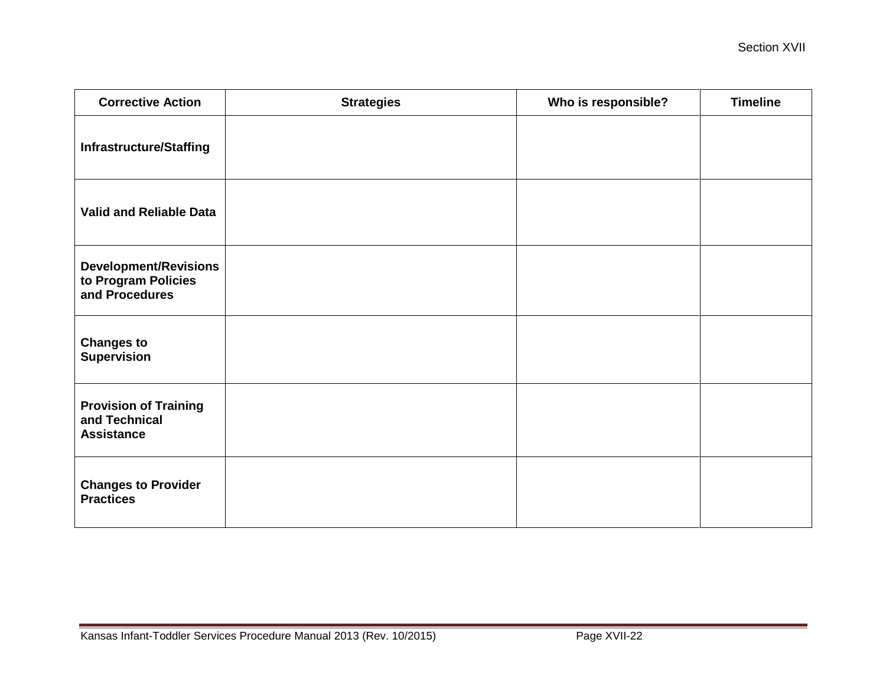| Corrective Action | Strategies | Who is responsible? | Timeline |
|---|---|---|---|
| **Infrastructure/Staffing** | | | |
| **Valid and Reliable Data** | | | |
| **Development/Revisions to Program Policies and Procedures** | | | |
| **Changes to Supervision** | | | |
| **Provision of Training and Technical Assistance** | | | |
| **Changes to Provider Practices** | | | |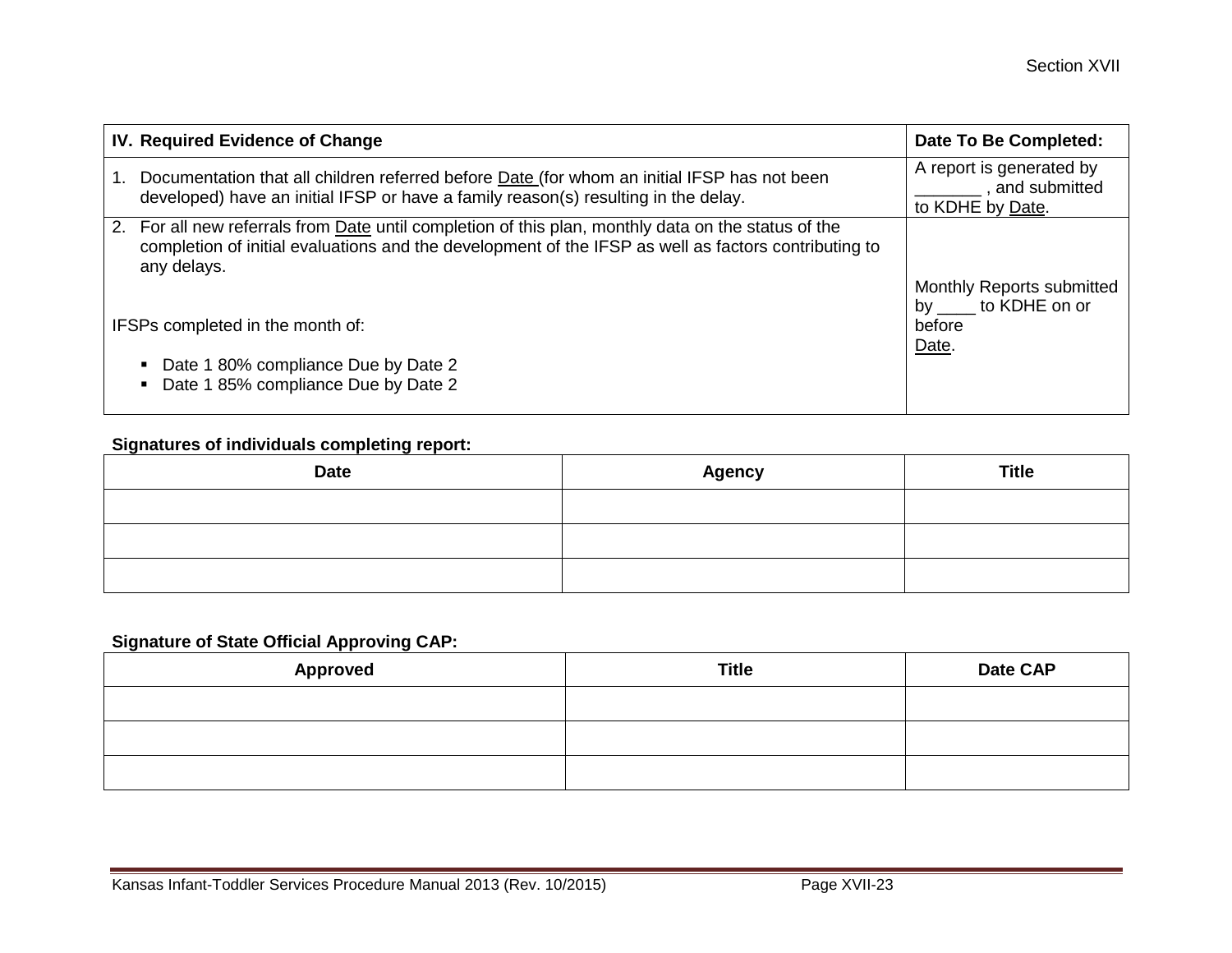| IV. Required Evidence of Change | Date To Be Completed: |
|---|---|
| 1. Documentation that all children referred before Date (for whom an initial IFSP has not been developed) have an initial IFSP or have a family reason(s) resulting in the delay. | A report is generated by _______ , and submitted to KDHE by Date. |
| 2. For all new referrals from Date until completion of this plan, monthly data on the status of the completion of initial evaluations and the development of the IFSP as well as factors contributing to any delays.<br><br>IFSPs completed in the month of:<br><br>▪ Date 1 80% compliance Due by Date 2<br>▪ Date 1 85% compliance Due by Date 2 | Monthly Reports submitted by ____ to KDHE on or before Date. |

**Signatures of individuals completing report:**

| Date | Agency | Title |
|---|---|---|
| | | |
| | | |
| | | |

**Signature of State Official Approving CAP:**

| Approved | Title | Date CAP |
|---|---|---|
| | | |
| | | |
| | | |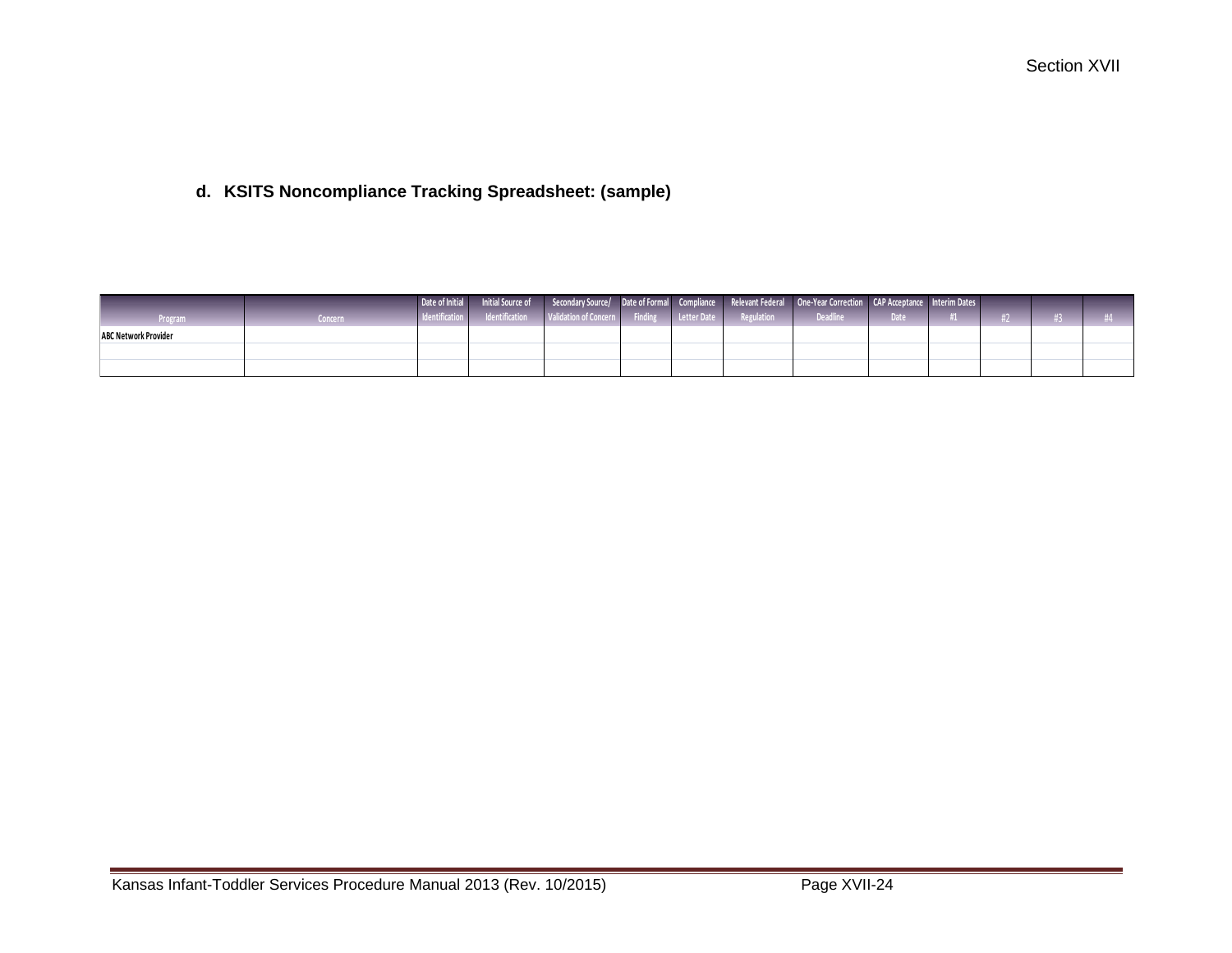### d. KSITS Noncompliance Tracking Spreadsheet: (sample)

| Program | Concern | Date of Initial Identification | Initial Source of Identification | Secondary Source/ Validation of Concern | Date of Formal Finding | Compliance Letter Date | Relevant Federal Regulation | One-Year Correction Deadline | CAP Acceptance Date | Interim Dates #1 | #2 | #3 | #4 |
|---|---|---|---|---|---|---|---|---|---|---|---|---|---|
| ABC Network Provider | | | | | | | | | | | | | |
| | | | | | | | | | | | | | |
| | | | | | | | | | | | | | |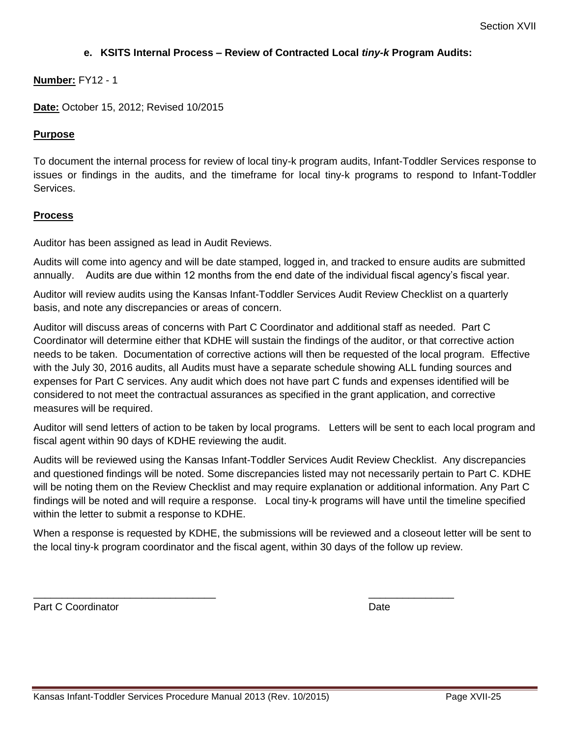### e. KSITS Internal Process – Review of Contracted Local *tiny-k* Program Audits:

**Number:** FY12 - 1

**Date:** October 15, 2012; Revised 10/2015

**Purpose**

To document the internal process for review of local tiny-k program audits, Infant-Toddler Services response to issues or findings in the audits, and the timeframe for local tiny-k programs to respond to Infant-Toddler Services.

**Process**

Auditor has been assigned as lead in Audit Reviews.

Audits will come into agency and will be date stamped, logged in, and tracked to ensure audits are submitted annually. Audits are due within 12 months from the end date of the individual fiscal agency's fiscal year.

Auditor will review audits using the Kansas Infant-Toddler Services Audit Review Checklist on a quarterly basis, and note any discrepancies or areas of concern.

Auditor will discuss areas of concerns with Part C Coordinator and additional staff as needed. Part C Coordinator will determine either that KDHE will sustain the findings of the auditor, or that corrective action needs to be taken. Documentation of corrective actions will then be requested of the local program. Effective with the July 30, 2016 audits, all Audits must have a separate schedule showing ALL funding sources and expenses for Part C services. Any audit which does not have part C funds and expenses identified will be considered to not meet the contractual assurances as specified in the grant application, and corrective measures will be required.

Auditor will send letters of action to be taken by local programs. Letters will be sent to each local program and fiscal agent within 90 days of KDHE reviewing the audit.

Audits will be reviewed using the Kansas Infant-Toddler Services Audit Review Checklist. Any discrepancies and questioned findings will be noted. Some discrepancies listed may not necessarily pertain to Part C. KDHE will be noting them on the Review Checklist and may require explanation or additional information. Any Part C findings will be noted and will require a response. Local tiny-k programs will have until the timeline specified within the letter to submit a response to KDHE.

When a response is requested by KDHE, the submissions will be reviewed and a closeout letter will be sent to the local tiny-k program coordinator and the fiscal agent, within 30 days of the follow up review.

_______________________________ _______________

Part C Coordinator Date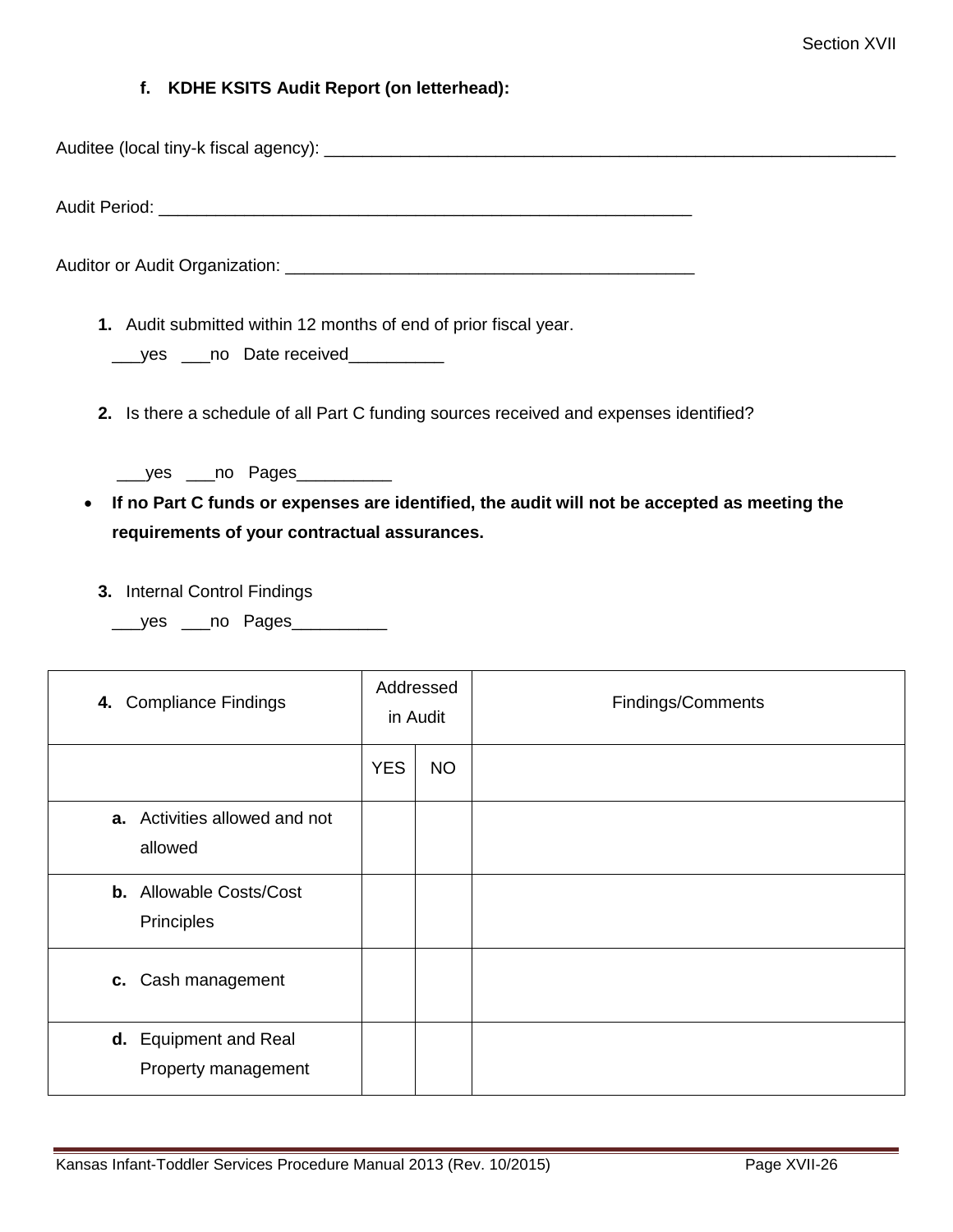### f. KDHE KSITS Audit Report (on letterhead):

Auditee (local tiny-k fiscal agency): _______________________________________________________________

Audit Period: ___________________________________________________________

Auditor or Audit Organization: ______________________________________________

1. Audit submitted within 12 months of end of prior fiscal year.
   ___yes ___no Date received__________

2. Is there a schedule of all Part C funding sources received and expenses identified?

   ___yes ___no Pages__________

- **If no Part C funds or expenses are identified, the audit will not be accepted as meeting the requirements of your contractual assurances.**

3. Internal Control Findings
   ___yes ___no Pages__________

| 4. Compliance Findings | Addressed in Audit | | Findings/Comments |
|---|---|---|---|
| | YES | NO | |
| a. Activities allowed and not allowed | | | |
| b. Allowable Costs/Cost Principles | | | |
| c. Cash management | | | |
| d. Equipment and Real Property management | | | |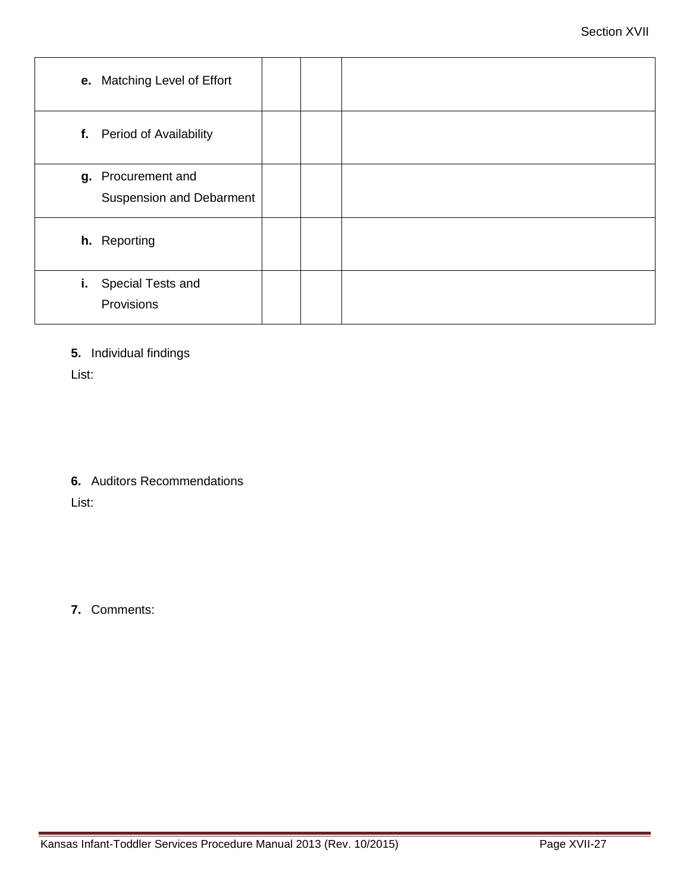| | | | |
|---|---|---|---|
| **e.** Matching Level of Effort | | | |
| **f.** Period of Availability | | | |
| **g.** Procurement and Suspension and Debarment | | | |
| **h.** Reporting | | | |
| **i.** Special Tests and Provisions | | | |

**5.** Individual findings

List:

**6.** Auditors Recommendations

List:

**7.** Comments: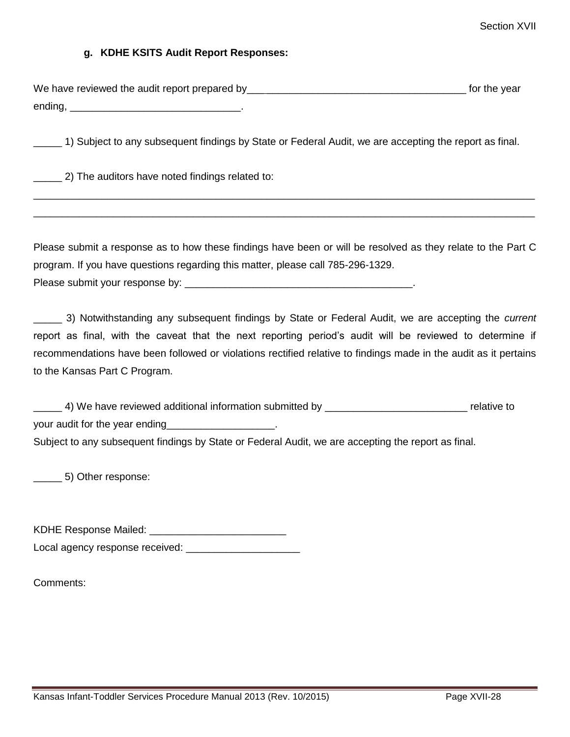### g. KDHE KSITS Audit Report Responses:

We have reviewed the audit report prepared by_______________________________________ for the year ending, ______________________________.

_____ 1) Subject to any subsequent findings by State or Federal Audit, we are accepting the report as final.

_____ 2) The auditors have noted findings related to:

______________________________________________________________________________________________

______________________________________________________________________________________________

Please submit a response as to how these findings have been or will be resolved as they relate to the Part C program. If you have questions regarding this matter, please call 785-296-1329.
Please submit your response by: ________________________________________.

_____ 3) Notwithstanding any subsequent findings by State or Federal Audit, we are accepting the *current* report as final, with the caveat that the next reporting period's audit will be reviewed to determine if recommendations have been followed or violations rectified relative to findings made in the audit as it pertains to the Kansas Part C Program.

_____ 4) We have reviewed additional information submitted by _________________________ relative to your audit for the year ending___________________.
Subject to any subsequent findings by State or Federal Audit, we are accepting the report as final.

_____ 5) Other response:

KDHE Response Mailed: ________________________
Local agency response received: ____________________

Comments: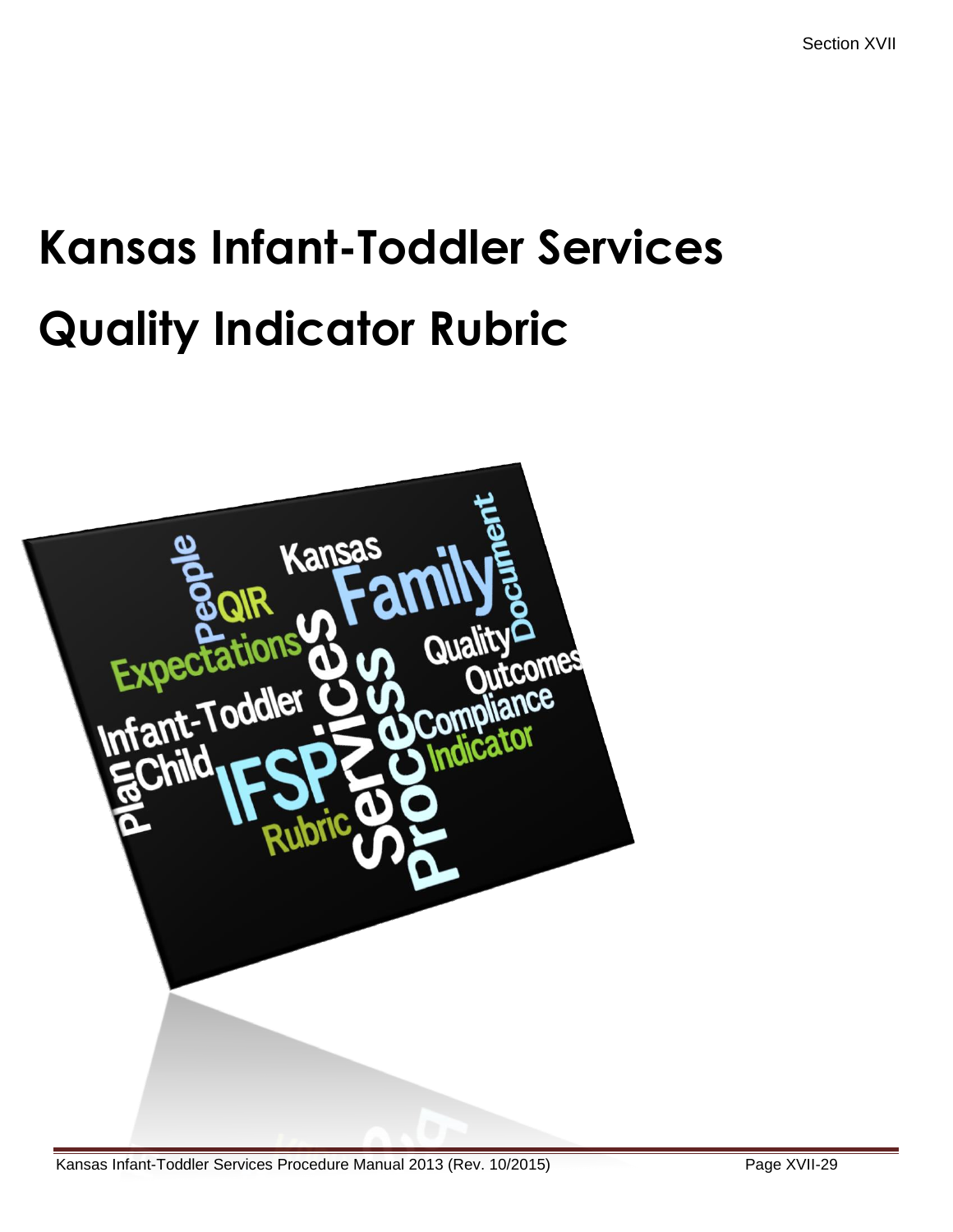# Kansas Infant-Toddler Services

# Quality Indicator Rubric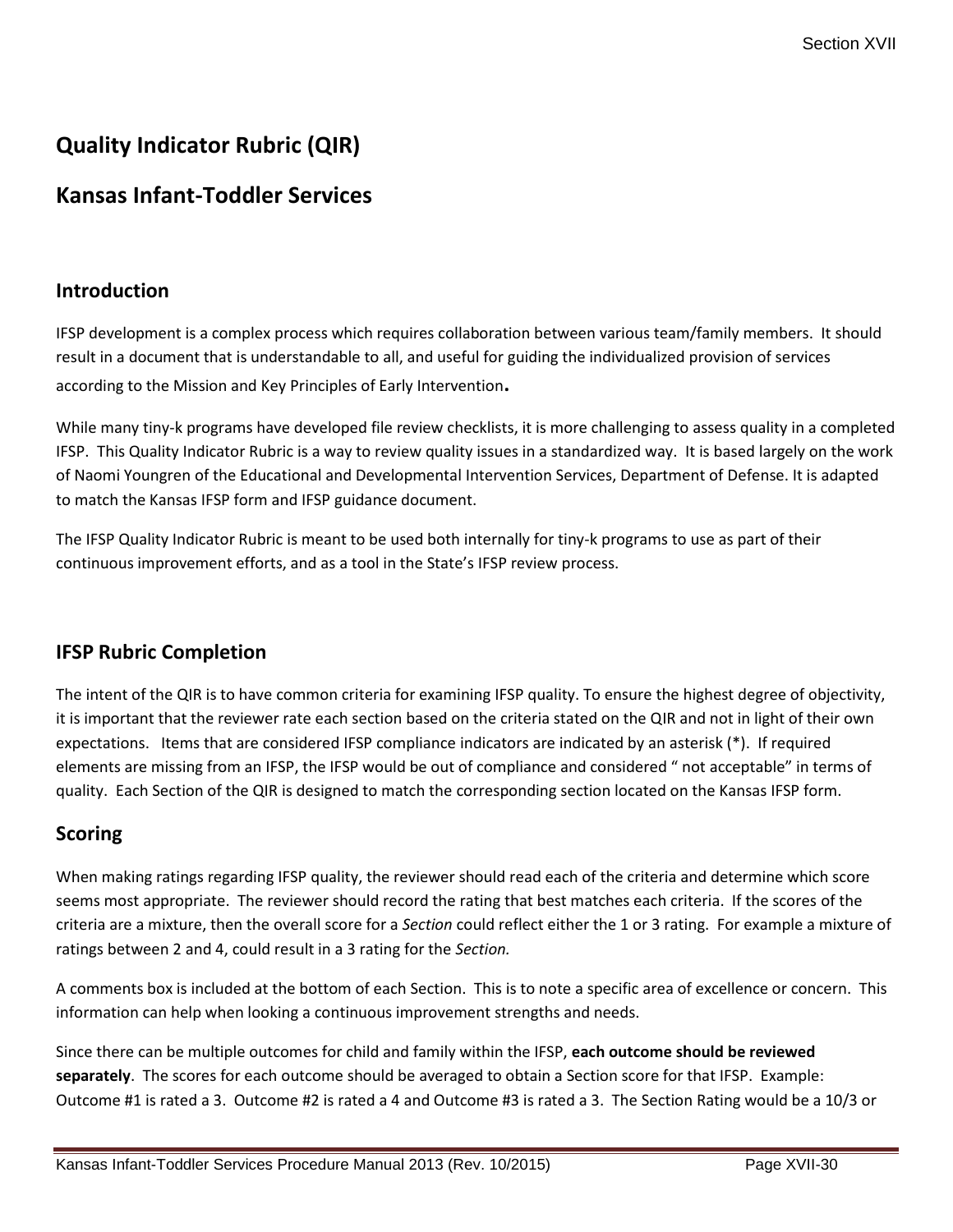# Quality Indicator Rubric (QIR)

# Kansas Infant-Toddler Services

## Introduction

IFSP development is a complex process which requires collaboration between various team/family members. It should result in a document that is understandable to all, and useful for guiding the individualized provision of services according to the Mission and Key Principles of Early Intervention.

While many tiny-k programs have developed file review checklists, it is more challenging to assess quality in a completed IFSP. This Quality Indicator Rubric is a way to review quality issues in a standardized way. It is based largely on the work of Naomi Youngren of the Educational and Developmental Intervention Services, Department of Defense. It is adapted to match the Kansas IFSP form and IFSP guidance document.

The IFSP Quality Indicator Rubric is meant to be used both internally for tiny-k programs to use as part of their continuous improvement efforts, and as a tool in the State's IFSP review process.

## IFSP Rubric Completion

The intent of the QIR is to have common criteria for examining IFSP quality. To ensure the highest degree of objectivity, it is important that the reviewer rate each section based on the criteria stated on the QIR and not in light of their own expectations. Items that are considered IFSP compliance indicators are indicated by an asterisk (*). If required elements are missing from an IFSP, the IFSP would be out of compliance and considered " not acceptable" in terms of quality. Each Section of the QIR is designed to match the corresponding section located on the Kansas IFSP form.

## Scoring

When making ratings regarding IFSP quality, the reviewer should read each of the criteria and determine which score seems most appropriate. The reviewer should record the rating that best matches each criteria. If the scores of the criteria are a mixture, then the overall score for a *Section* could reflect either the 1 or 3 rating. For example a mixture of ratings between 2 and 4, could result in a 3 rating for the *Section.*

A comments box is included at the bottom of each Section. This is to note a specific area of excellence or concern. This information can help when looking a continuous improvement strengths and needs.

Since there can be multiple outcomes for child and family within the IFSP, **each outcome should be reviewed separately**. The scores for each outcome should be averaged to obtain a Section score for that IFSP. Example: Outcome #1 is rated a 3. Outcome #2 is rated a 4 and Outcome #3 is rated a 3. The Section Rating would be a 10/3 or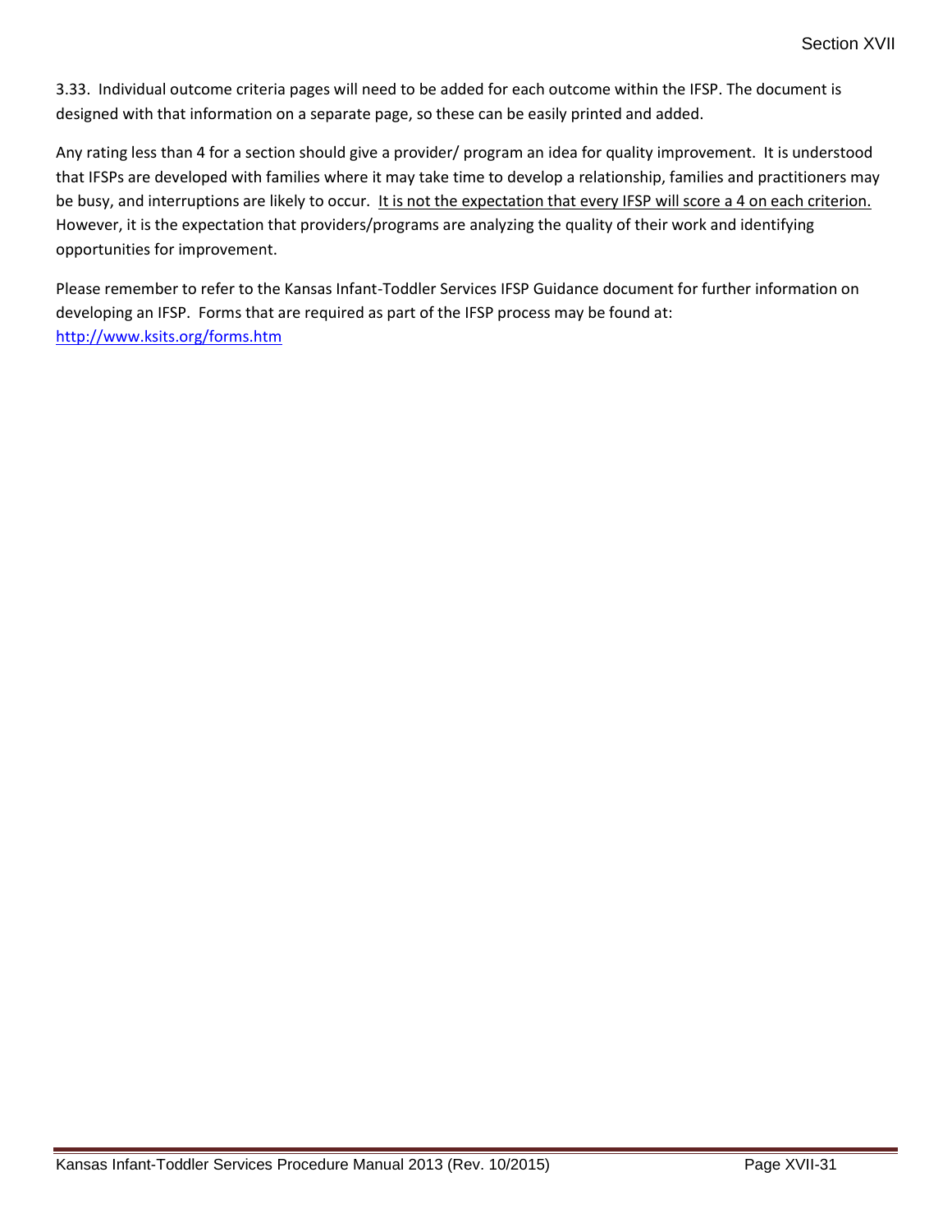3.33. Individual outcome criteria pages will need to be added for each outcome within the IFSP. The document is designed with that information on a separate page, so these can be easily printed and added.

Any rating less than 4 for a section should give a provider/ program an idea for quality improvement. It is understood that IFSPs are developed with families where it may take time to develop a relationship, families and practitioners may be busy, and interruptions are likely to occur. <u>It is not the expectation that every IFSP will score a 4 on each criterion.</u> However, it is the expectation that providers/programs are analyzing the quality of their work and identifying opportunities for improvement.

Please remember to refer to the Kansas Infant-Toddler Services IFSP Guidance document for further information on developing an IFSP. Forms that are required as part of the IFSP process may be found at: http://www.ksits.org/forms.htm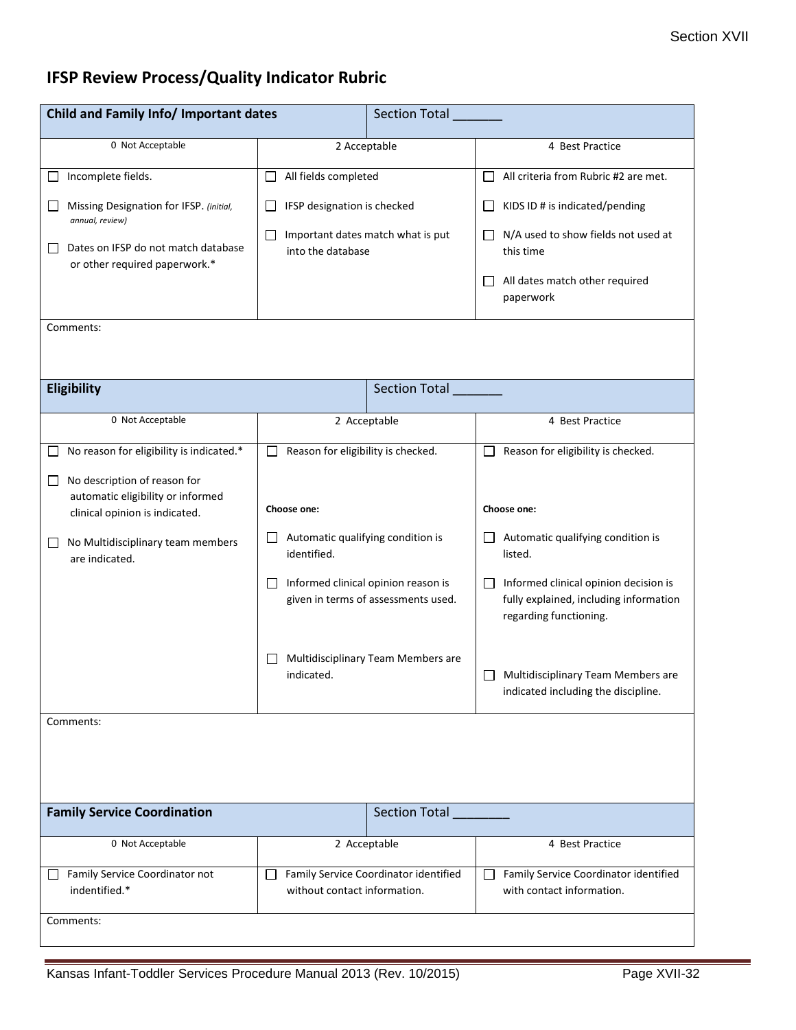## IFSP Review Process/Quality Indicator Rubric

| Child and Family Info/ Important dates | Section Total _______ | |
|---|---|---|
| 0 Not Acceptable | 2 Acceptable | 4 Best Practice |
| ☐ Incomplete fields.<br><br>☐ Missing Designation for IFSP. *(initial, annual, review)*<br><br>☐ Dates on IFSP do not match database or other required paperwork.* | ☐ All fields completed<br><br>☐ IFSP designation is checked<br><br>☐ Important dates match what is put into the database | ☐ All criteria from Rubric #2 are met.<br><br>☐ KIDS ID # is indicated/pending<br><br>☐ N/A used to show fields not used at this time<br><br>☐ All dates match other required paperwork |
| Comments: | | |

| Eligibility | Section Total _______ | |
|---|---|---|
| 0 Not Acceptable | 2 Acceptable | 4 Best Practice |
| ☐ No reason for eligibility is indicated.*<br><br>☐ No description of reason for automatic eligibility or informed clinical opinion is indicated.<br><br>☐ No Multidisciplinary team members are indicated. | ☐ Reason for eligibility is checked.<br><br>**Choose one:**<br><br>☐ Automatic qualifying condition is identified.<br><br>☐ Informed clinical opinion reason is given in terms of assessments used.<br><br>☐ Multidisciplinary Team Members are indicated. | ☐ Reason for eligibility is checked.<br><br>**Choose one:**<br><br>☐ Automatic qualifying condition is listed.<br><br>☐ Informed clinical opinion decision is fully explained, including information regarding functioning.<br><br>☐ Multidisciplinary Team Members are indicated including the discipline. |
| Comments: | | |

| Family Service Coordination | Section Total ________ | |
|---|---|---|
| 0 Not Acceptable | 2 Acceptable | 4 Best Practice |
| ☐ Family Service Coordinator not indentified.* | ☐ Family Service Coordinator identified without contact information. | ☐ Family Service Coordinator identified with contact information. |
| Comments: | | |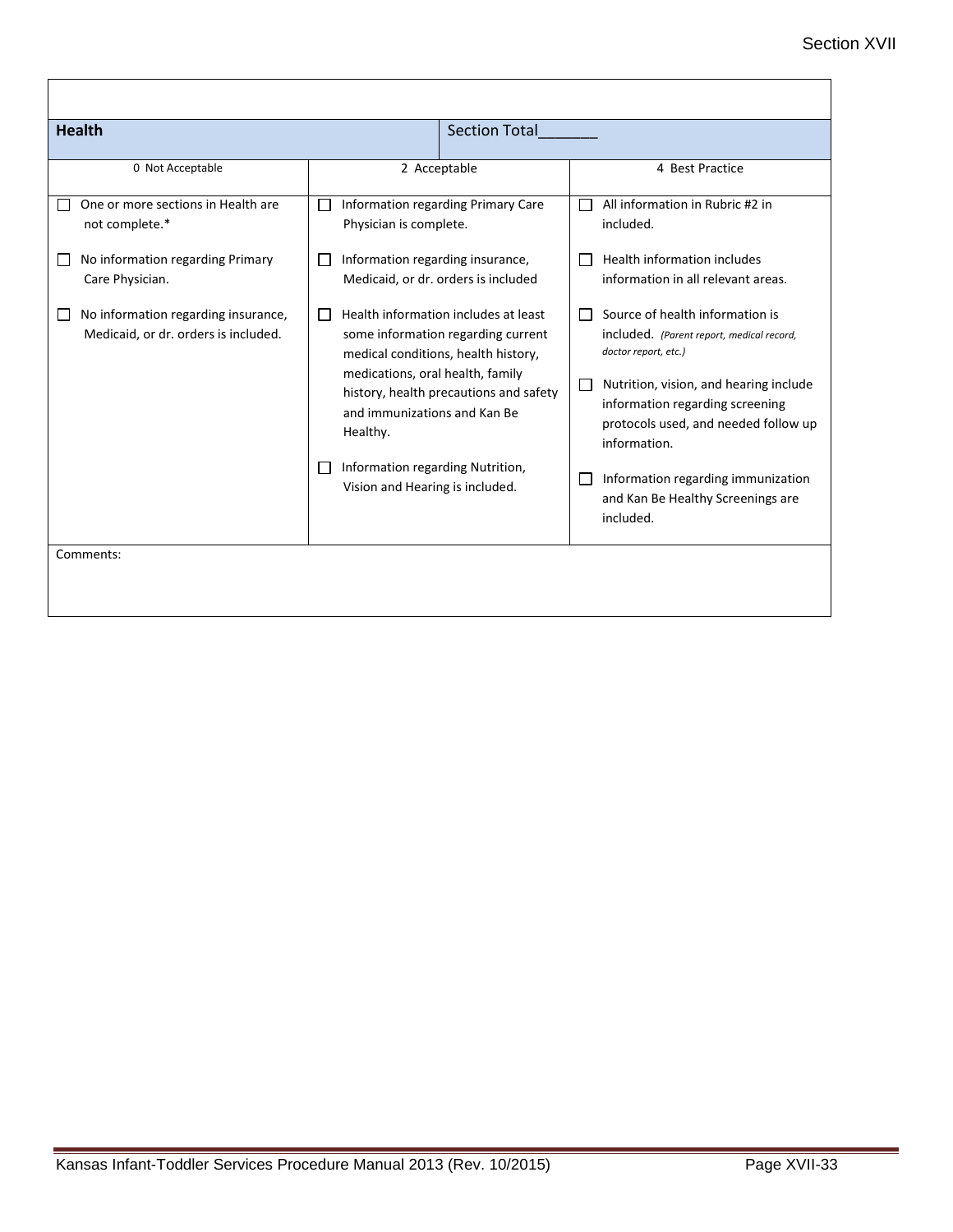| Health | | Section Total_______ |
|---|---|---|
| 0 Not Acceptable | 2 Acceptable | 4 Best Practice |
| ☐ One or more sections in Health are not complete.*<br><br>☐ No information regarding Primary Care Physician.<br><br>☐ No information regarding insurance, Medicaid, or dr. orders is included. | ☐ Information regarding Primary Care Physician is complete.<br><br>☐ Information regarding insurance, Medicaid, or dr. orders is included<br><br>☐ Health information includes at least some information regarding current medical conditions, health history, medications, oral health, family history, health precautions and safety and immunizations and Kan Be Healthy.<br><br>☐ Information regarding Nutrition, Vision and Hearing is included. | ☐ All information in Rubric #2 in included.<br><br>☐ Health information includes information in all relevant areas.<br><br>☐ Source of health information is included. *(Parent report, medical record, doctor report, etc.)*<br><br>☐ Nutrition, vision, and hearing include information regarding screening protocols used, and needed follow up information.<br><br>☐ Information regarding immunization and Kan Be Healthy Screenings are included. |
| Comments: | | |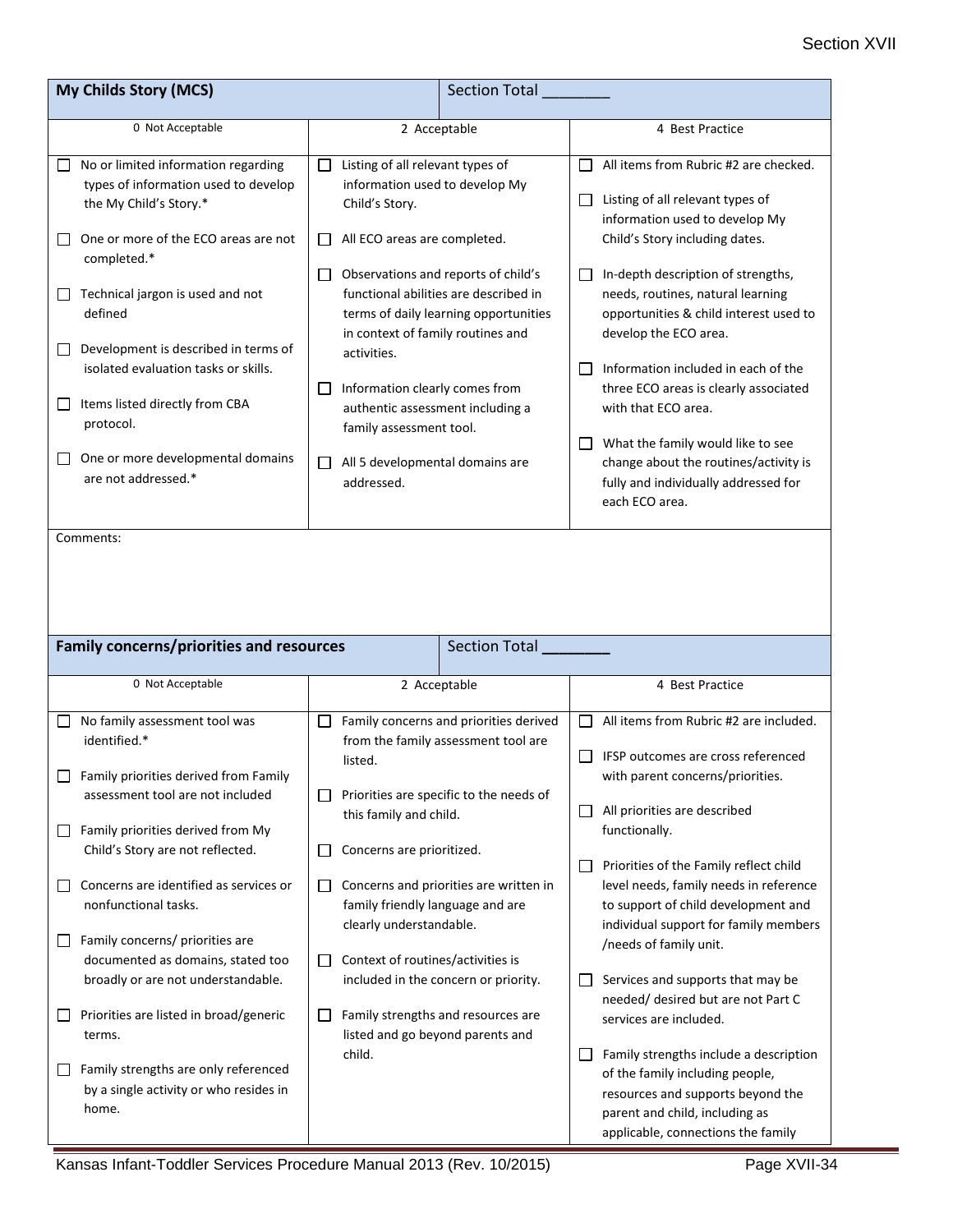| My Childs Story (MCS) | Section Total ________ | |
|---|---|---|
| 0 Not Acceptable | 2 Acceptable | 4 Best Practice |
| ☐ No or limited information regarding types of information used to develop the My Child's Story.*<br><br>☐ One or more of the ECO areas are not completed.*<br><br>☐ Technical jargon is used and not defined<br><br>☐ Development is described in terms of isolated evaluation tasks or skills.<br><br>☐ Items listed directly from CBA protocol.<br><br>☐ One or more developmental domains are not addressed.* | ☐ Listing of all relevant types of information used to develop My Child's Story.<br><br>☐ All ECO areas are completed.<br><br>☐ Observations and reports of child's functional abilities are described in terms of daily learning opportunities in context of family routines and activities.<br><br>☐ Information clearly comes from authentic assessment including a family assessment tool.<br><br>☐ All 5 developmental domains are addressed. | ☐ All items from Rubric #2 are checked.<br><br>☐ Listing of all relevant types of information used to develop My Child's Story including dates.<br><br>☐ In-depth description of strengths, needs, routines, natural learning opportunities & child interest used to develop the ECO area.<br><br>☐ Information included in each of the three ECO areas is clearly associated with that ECO area.<br><br>☐ What the family would like to see change about the routines/activity is fully and individually addressed for each ECO area. |
| Comments: | | |

| Family concerns/priorities and resources | Section Total ________ | |
|---|---|---|
| 0 Not Acceptable | 2 Acceptable | 4 Best Practice |
| ☐ No family assessment tool was identified.*<br><br>☐ Family priorities derived from Family assessment tool are not included<br><br>☐ Family priorities derived from My Child's Story are not reflected.<br><br>☐ Concerns are identified as services or nonfunctional tasks.<br><br>☐ Family concerns/ priorities are documented as domains, stated too broadly or are not understandable.<br><br>☐ Priorities are listed in broad/generic terms.<br><br>☐ Family strengths are only referenced by a single activity or who resides in home. | ☐ Family concerns and priorities derived from the family assessment tool are listed.<br><br>☐ Priorities are specific to the needs of this family and child.<br><br>☐ Concerns are prioritized.<br><br>☐ Concerns and priorities are written in family friendly language and are clearly understandable.<br><br>☐ Context of routines/activities is included in the concern or priority.<br><br>☐ Family strengths and resources are listed and go beyond parents and child. | ☐ All items from Rubric #2 are included.<br><br>☐ IFSP outcomes are cross referenced with parent concerns/priorities.<br><br>☐ All priorities are described functionally.<br><br>☐ Priorities of the Family reflect child level needs, family needs in reference to support of child development and individual support for family members /needs of family unit.<br><br>☐ Services and supports that may be needed/ desired but are not Part C services are included.<br><br>☐ Family strengths include a description of the family including people, resources and supports beyond the parent and child, including as applicable, connections the family |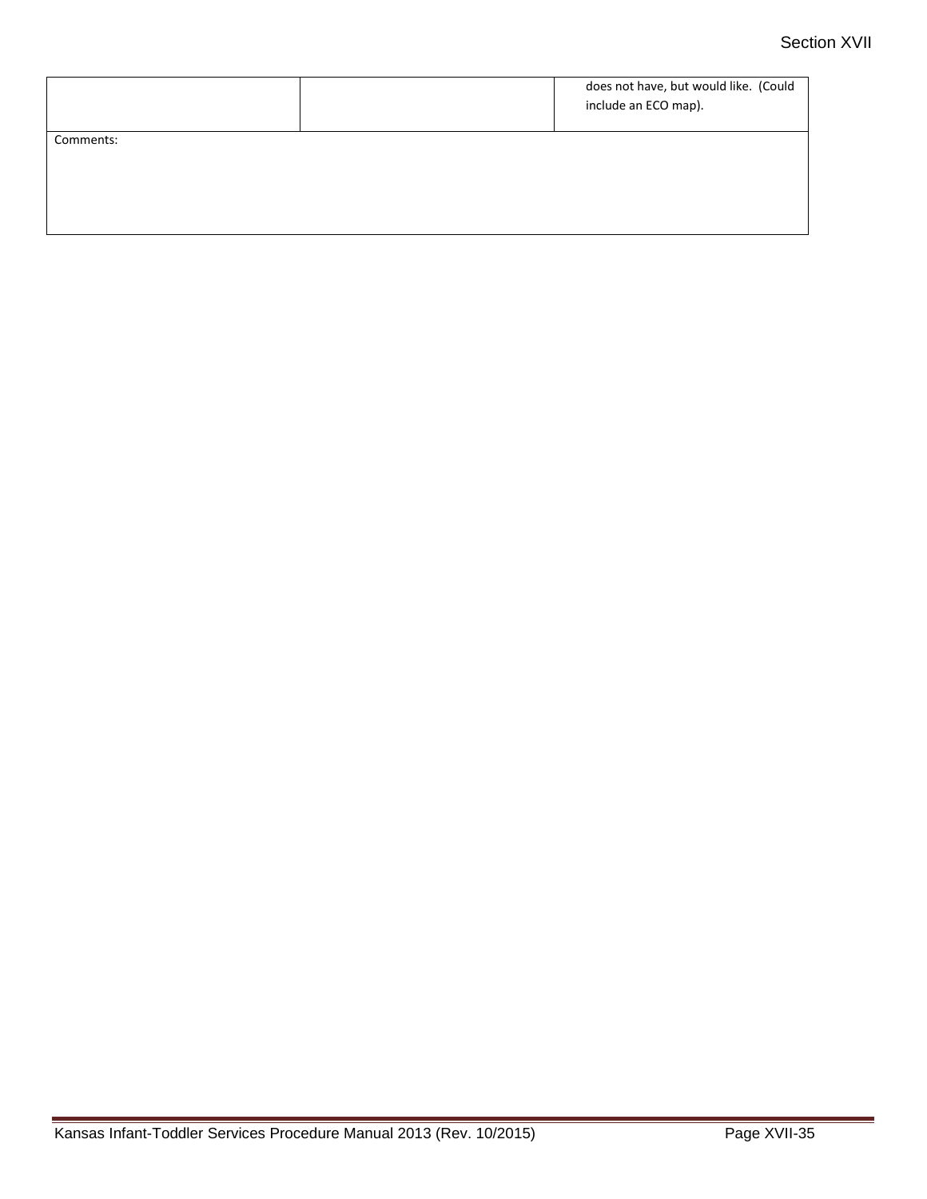| | | |
|---|---|---|
| | | does not have, but would like. (Could include an ECO map). |
| Comments: | | |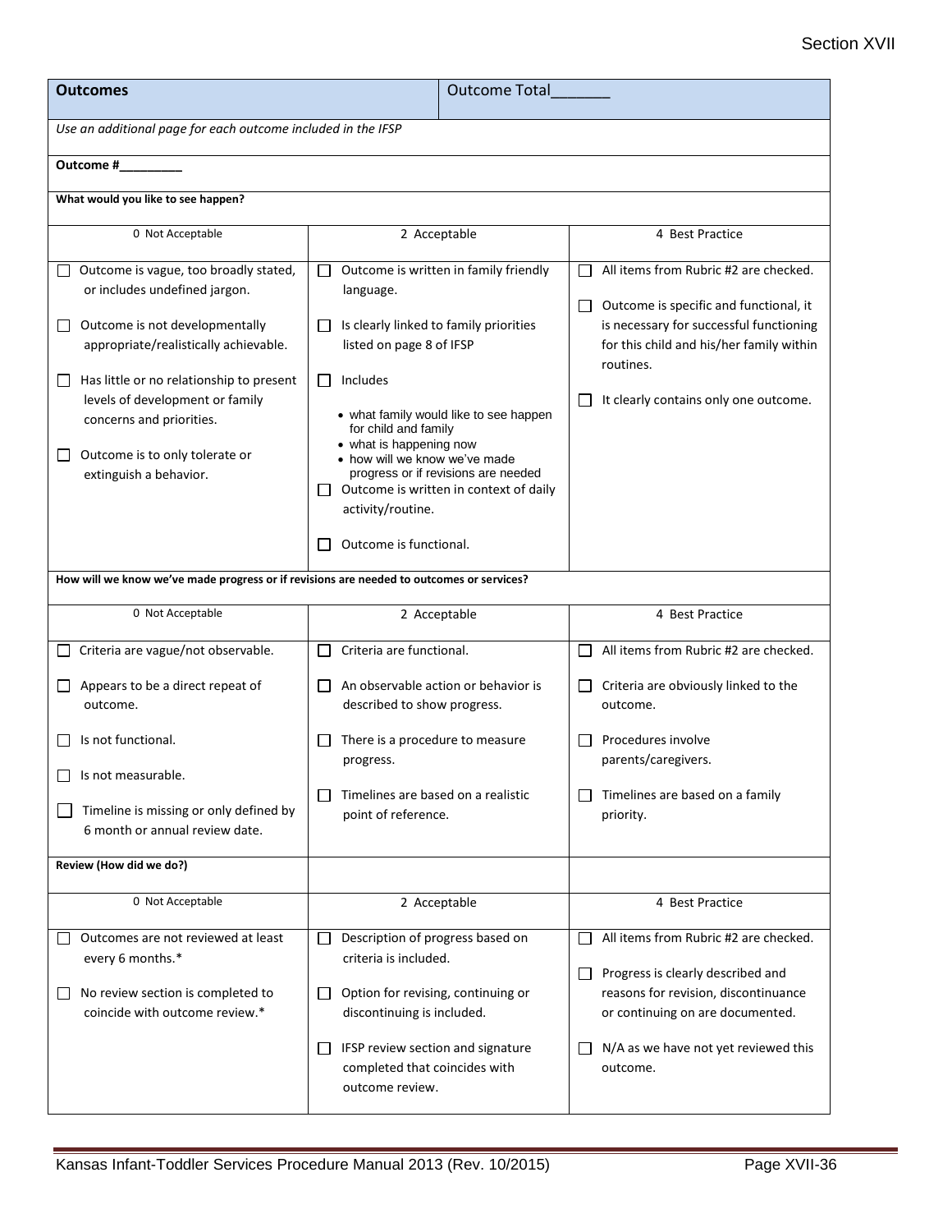| **Outcomes** | Outcome Total_______ | |
|---|---|---|
| *Use an additional page for each outcome included in the IFSP* | | |
| **Outcome #_________** | | |
| **What would you like to see happen?** | | |
| 0 Not Acceptable | 2 Acceptable | 4 Best Practice |
| ☐ Outcome is vague, too broadly stated, or includes undefined jargon.<br><br>☐ Outcome is not developmentally appropriate/realistically achievable.<br><br>☐ Has little or no relationship to present levels of development or family concerns and priorities.<br><br>☐ Outcome is to only tolerate or extinguish a behavior. | ☐ Outcome is written in family friendly language.<br><br>☐ Is clearly linked to family priorities listed on page 8 of IFSP<br><br>☐ Includes<br>• what family would like to see happen for child and family<br>• what is happening now<br>• how will we know we've made progress or if revisions are needed<br>☐ Outcome is written in context of daily activity/routine.<br><br>☐ Outcome is functional. | ☐ All items from Rubric #2 are checked.<br><br>☐ Outcome is specific and functional, it is necessary for successful functioning for this child and his/her family within routines.<br><br>☐ It clearly contains only one outcome. |
| **How will we know we've made progress or if revisions are needed to outcomes or services?** | | |
| 0 Not Acceptable | 2 Acceptable | 4 Best Practice |
| ☐ Criteria are vague/not observable.<br><br>☐ Appears to be a direct repeat of outcome.<br><br>☐ Is not functional.<br><br>☐ Is not measurable.<br><br>☐ Timeline is missing or only defined by 6 month or annual review date. | ☐ Criteria are functional.<br><br>☐ An observable action or behavior is described to show progress.<br><br>☐ There is a procedure to measure progress.<br><br>☐ Timelines are based on a realistic point of reference. | ☐ All items from Rubric #2 are checked.<br><br>☐ Criteria are obviously linked to the outcome.<br><br>☐ Procedures involve parents/caregivers.<br><br>☐ Timelines are based on a family priority. |
| **Review (How did we do?)** | | |
| 0 Not Acceptable | 2 Acceptable | 4 Best Practice |
| ☐ Outcomes are not reviewed at least every 6 months.*<br><br>☐ No review section is completed to coincide with outcome review.* | ☐ Description of progress based on criteria is included.<br><br>☐ Option for revising, continuing or discontinuing is included.<br><br>☐ IFSP review section and signature completed that coincides with outcome review. | ☐ All items from Rubric #2 are checked.<br><br>☐ Progress is clearly described and reasons for revision, discontinuance or continuing on are documented.<br><br>☐ N/A as we have not yet reviewed this outcome. |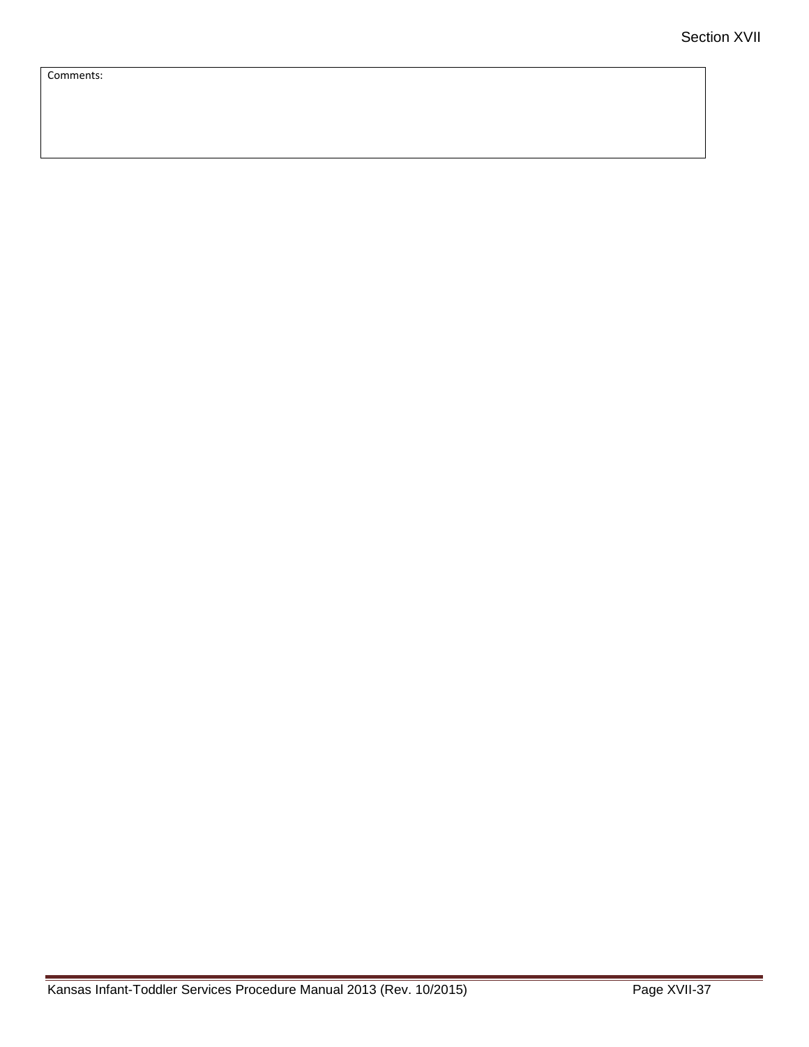| Comments: |
|---|
| |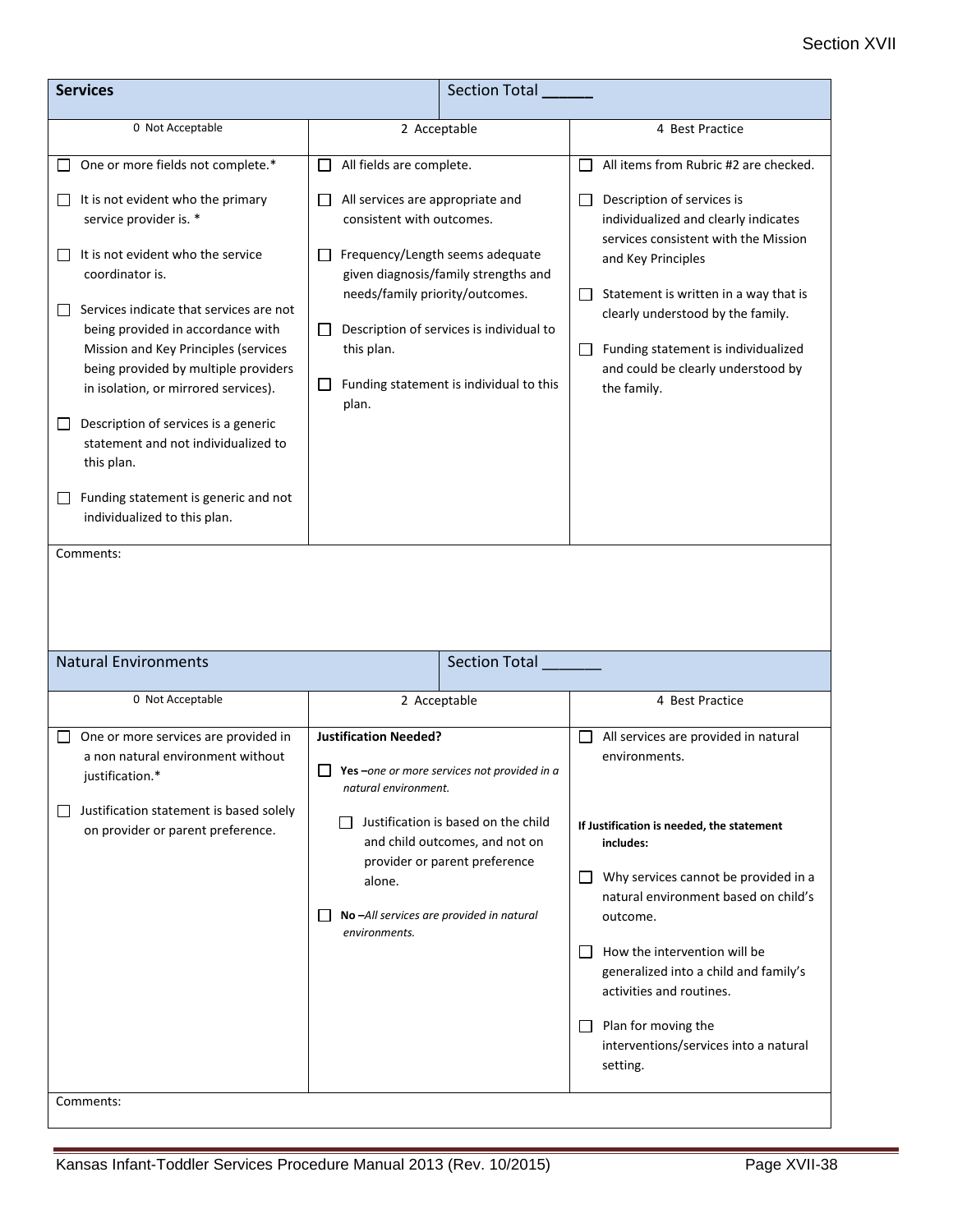| Services | Section Total ______ | |
|---|---|---|
| 0 Not Acceptable | 2 Acceptable | 4 Best Practice |
| ☐ One or more fields not complete.*<br><br>☐ It is not evident who the primary service provider is. *<br><br>☐ It is not evident who the service coordinator is.<br><br>☐ Services indicate that services are not being provided in accordance with Mission and Key Principles (services being provided by multiple providers in isolation, or mirrored services).<br><br>☐ Description of services is a generic statement and not individualized to this plan.<br><br>☐ Funding statement is generic and not individualized to this plan. | ☐ All fields are complete.<br><br>☐ All services are appropriate and consistent with outcomes.<br><br>☐ Frequency/Length seems adequate given diagnosis/family strengths and needs/family priority/outcomes.<br><br>☐ Description of services is individual to this plan.<br><br>☐ Funding statement is individual to this plan. | ☐ All items from Rubric #2 are checked.<br><br>☐ Description of services is individualized and clearly indicates services consistent with the Mission and Key Principles<br><br>☐ Statement is written in a way that is clearly understood by the family.<br><br>☐ Funding statement is individualized and could be clearly understood by the family. |
| Comments: | | |

| Natural Environments | Section Total ______ | |
|---|---|---|
| 0 Not Acceptable | 2 Acceptable | 4 Best Practice |
| ☐ One or more services are provided in a non natural environment without justification.*<br><br>☐ Justification statement is based solely on provider or parent preference. | **Justification Needed?**<br><br>☐ **Yes** –*one or more services not provided in a natural environment.*<br><br>☐ Justification is based on the child and child outcomes, and not on provider or parent preference alone.<br><br>☐ **No** –*All services are provided in natural environments.* | ☐ All services are provided in natural environments.<br><br>**If Justification is needed, the statement includes:**<br><br>☐ Why services cannot be provided in a natural environment based on child's outcome.<br><br>☐ How the intervention will be generalized into a child and family's activities and routines.<br><br>☐ Plan for moving the interventions/services into a natural setting. |
| Comments: | | |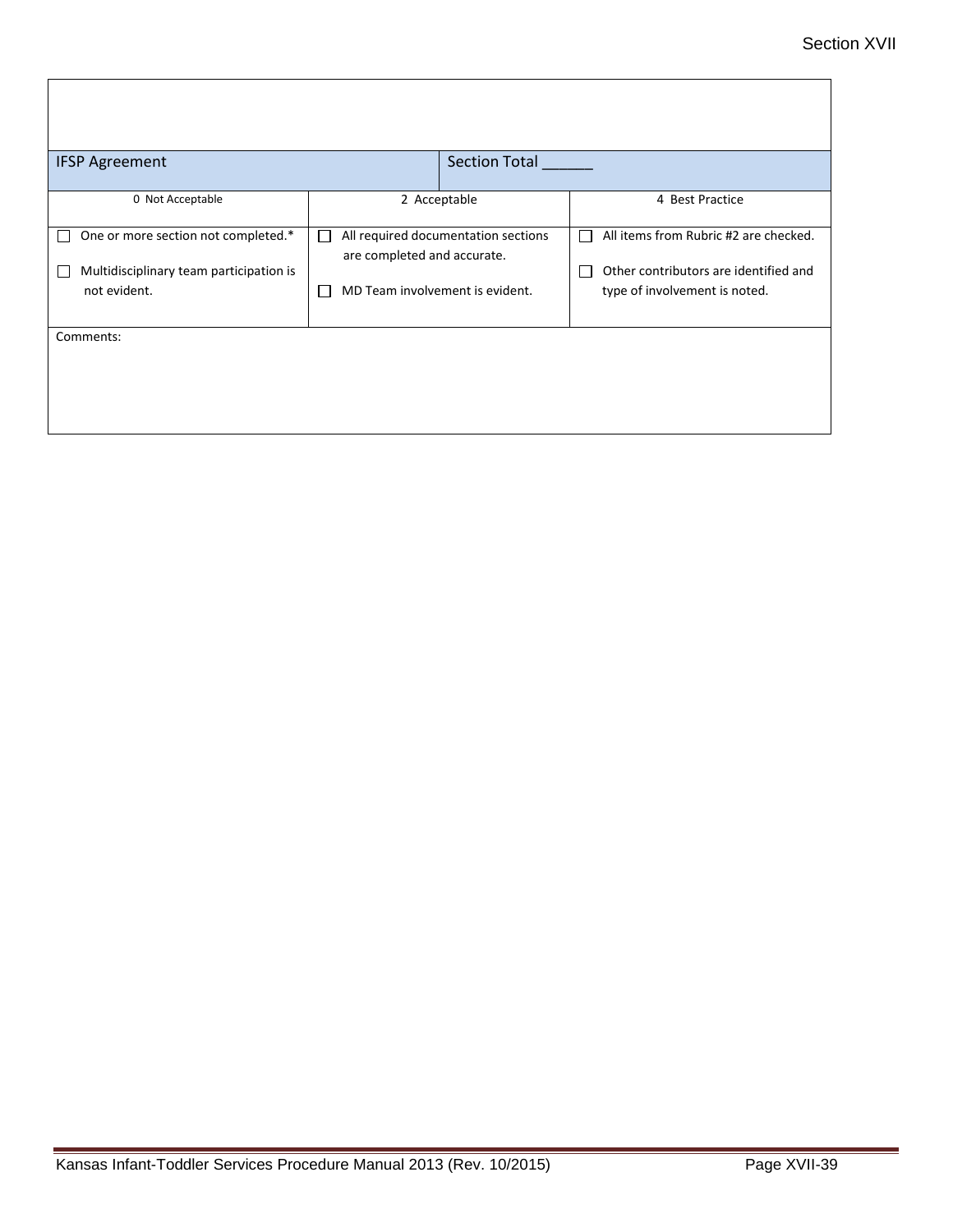| IFSP Agreement | Section Total ______ | |
|---|---|---|
| 0 Not Acceptable | 2 Acceptable | 4 Best Practice |
| ☐ One or more section not completed.*<br><br>☐ Multidisciplinary team participation is not evident. | ☐ All required documentation sections are completed and accurate.<br><br>☐ MD Team involvement is evident. | ☐ All items from Rubric #2 are checked.<br><br>☐ Other contributors are identified and type of involvement is noted. |
| Comments: | | |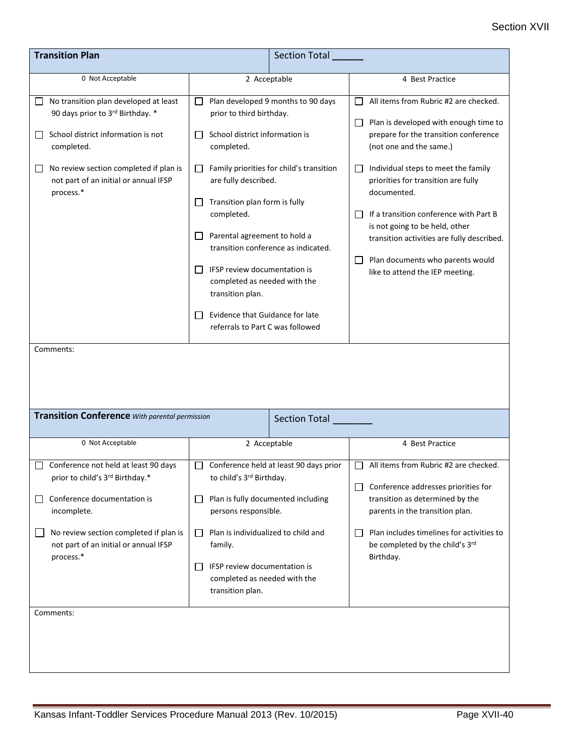| Transition Plan | | Section Total ______ |
|---|---|---|
| 0 Not Acceptable | 2 Acceptable | 4 Best Practice |
| ☐ No transition plan developed at least 90 days prior to 3rd Birthday. *<br><br>☐ School district information is not completed.<br><br>☐ No review section completed if plan is not part of an initial or annual IFSP process.* | ☐ Plan developed 9 months to 90 days prior to third birthday.<br><br>☐ School district information is completed.<br><br>☐ Family priorities for child's transition are fully described.<br><br>☐ Transition plan form is fully completed.<br><br>☐ Parental agreement to hold a transition conference as indicated.<br><br>☐ IFSP review documentation is completed as needed with the transition plan.<br><br>☐ Evidence that Guidance for late referrals to Part C was followed | ☐ All items from Rubric #2 are checked.<br><br>☐ Plan is developed with enough time to prepare for the transition conference (not one and the same.)<br><br>☐ Individual steps to meet the family priorities for transition are fully documented.<br><br>☐ If a transition conference with Part B is not going to be held, other transition activities are fully described.<br><br>☐ Plan documents who parents would like to attend the IEP meeting. |
| Comments: | | |

| Transition Conference *With parental permission* | | Section Total _______ |
|---|---|---|
| 0 Not Acceptable | 2 Acceptable | 4 Best Practice |
| ☐ Conference not held at least 90 days prior to child's 3rd Birthday.*<br><br>☐ Conference documentation is incomplete.<br><br>☐ No review section completed if plan is not part of an initial or annual IFSP process.* | ☐ Conference held at least 90 days prior to child's 3rd Birthday.<br><br>☐ Plan is fully documented including persons responsible.<br><br>☐ Plan is individualized to child and family.<br><br>☐ IFSP review documentation is completed as needed with the transition plan. | ☐ All items from Rubric #2 are checked.<br><br>☐ Conference addresses priorities for transition as determined by the parents in the transition plan.<br><br>☐ Plan includes timelines for activities to be completed by the child's 3rd Birthday. |
| Comments: | | |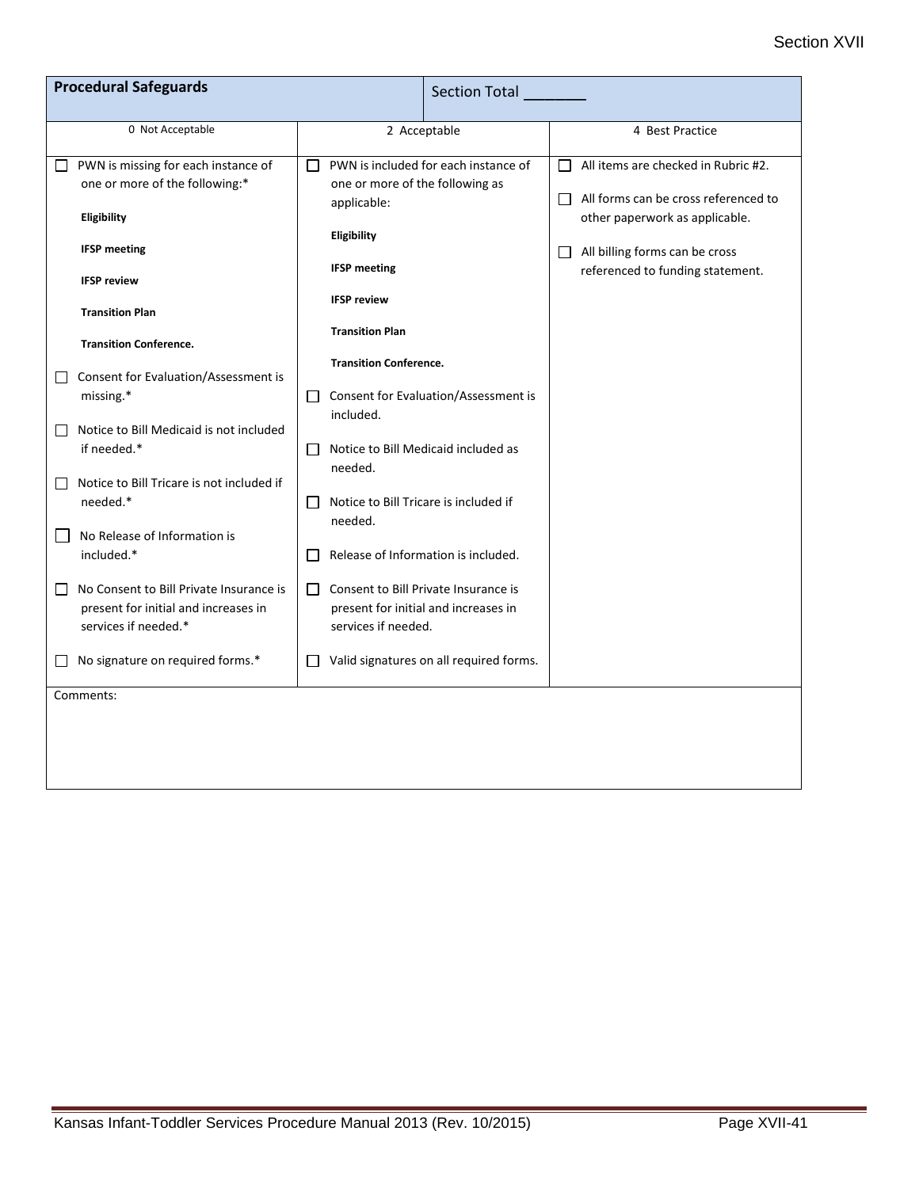| Procedural Safeguards | Section Total _______ | |
|---|---|---|
| 0 Not Acceptable | 2 Acceptable | 4 Best Practice |
| ☐ PWN is missing for each instance of one or more of the following:*<br><br>**Eligibility**<br><br>**IFSP meeting**<br><br>**IFSP review**<br><br>**Transition Plan**<br><br>**Transition Conference.**<br><br>☐ Consent for Evaluation/Assessment is missing.*<br><br>☐ Notice to Bill Medicaid is not included if needed.*<br><br>☐ Notice to Bill Tricare is not included if needed.*<br><br>☐ No Release of Information is included.*<br><br>☐ No Consent to Bill Private Insurance is present for initial and increases in services if needed.*<br><br>☐ No signature on required forms.* | ☐ PWN is included for each instance of one or more of the following as applicable:<br><br>**Eligibility**<br><br>**IFSP meeting**<br><br>**IFSP review**<br><br>**Transition Plan**<br><br>**Transition Conference.**<br><br>☐ Consent for Evaluation/Assessment is included.<br><br>☐ Notice to Bill Medicaid included as needed.<br><br>☐ Notice to Bill Tricare is included if needed.<br><br>☐ Release of Information is included.<br><br>☐ Consent to Bill Private Insurance is present for initial and increases in services if needed.<br><br>☐ Valid signatures on all required forms. | ☐ All items are checked in Rubric #2.<br><br>☐ All forms can be cross referenced to other paperwork as applicable.<br><br>☐ All billing forms can be cross referenced to funding statement. |
| Comments: | | |